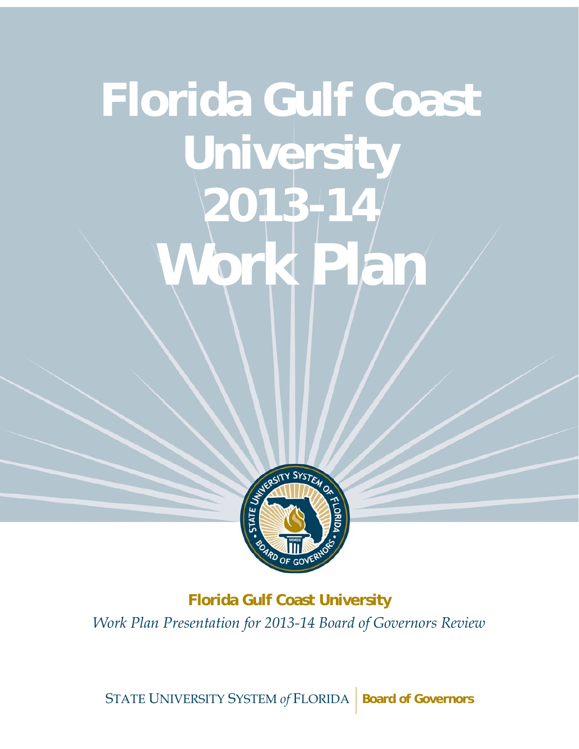# Florida Gulf Coast University 2013-14 Work Plan

**Florida Gulf Coast University**

*Work Plan Presentation for 2013-14 Board of Governors Review*

STATE UNIVERSITY SYSTEM *of* FLORIDA | **Board of Governors**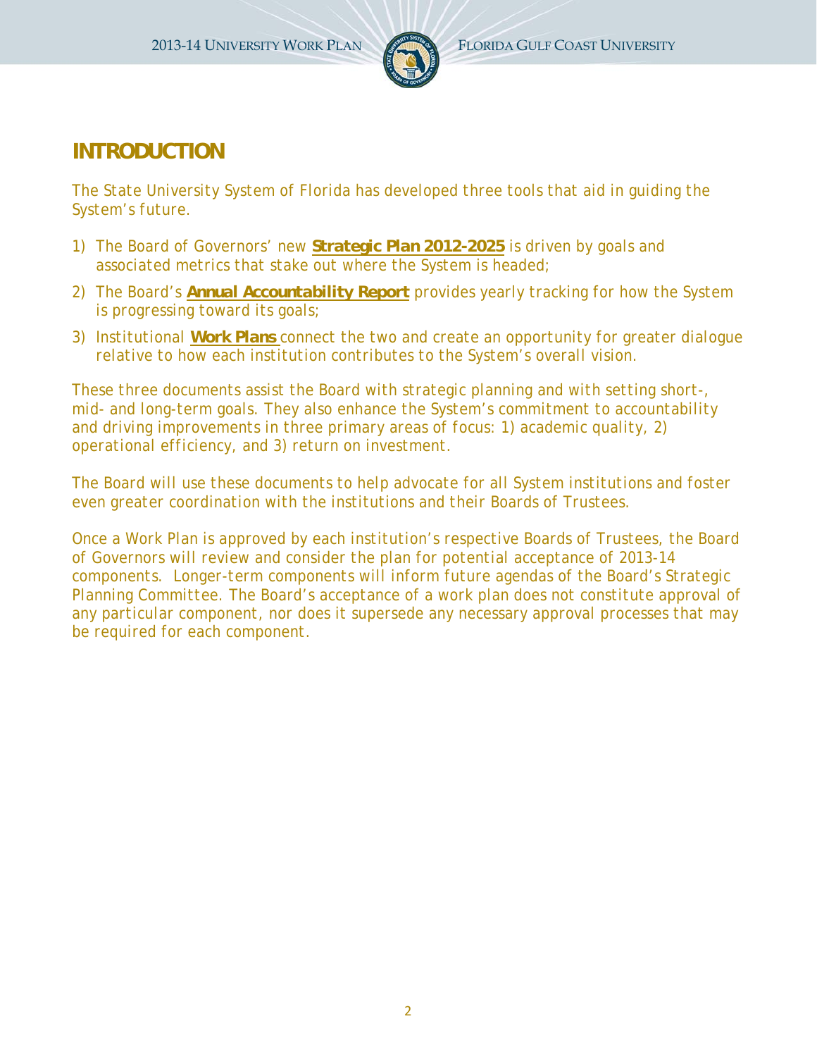# INTRODUCTION

The State University System of Florida has developed three tools that aid in guiding the System's future.

1) The Board of Governors' new **Strategic Plan 2012-2025** is driven by goals and associated metrics that stake out where the System is headed;
2) The Board's **Annual Accountability Report** provides yearly tracking for how the System is progressing toward its goals;
3) Institutional **Work Plans** connect the two and create an opportunity for greater dialogue relative to how each institution contributes to the System's overall vision.

These three documents assist the Board with strategic planning and with setting short-, mid- and long-term goals. They also enhance the System's commitment to accountability and driving improvements in three primary areas of focus: 1) academic quality, 2) operational efficiency, and 3) return on investment.

The Board will use these documents to help advocate for all System institutions and foster even greater coordination with the institutions and their Boards of Trustees.

Once a Work Plan is approved by each institution's respective Boards of Trustees, the Board of Governors will review and consider the plan for potential acceptance of 2013-14 components. Longer-term components will inform future agendas of the Board's Strategic Planning Committee. The Board's acceptance of a work plan does not constitute approval of any particular component, nor does it supersede any necessary approval processes that may be required for each component.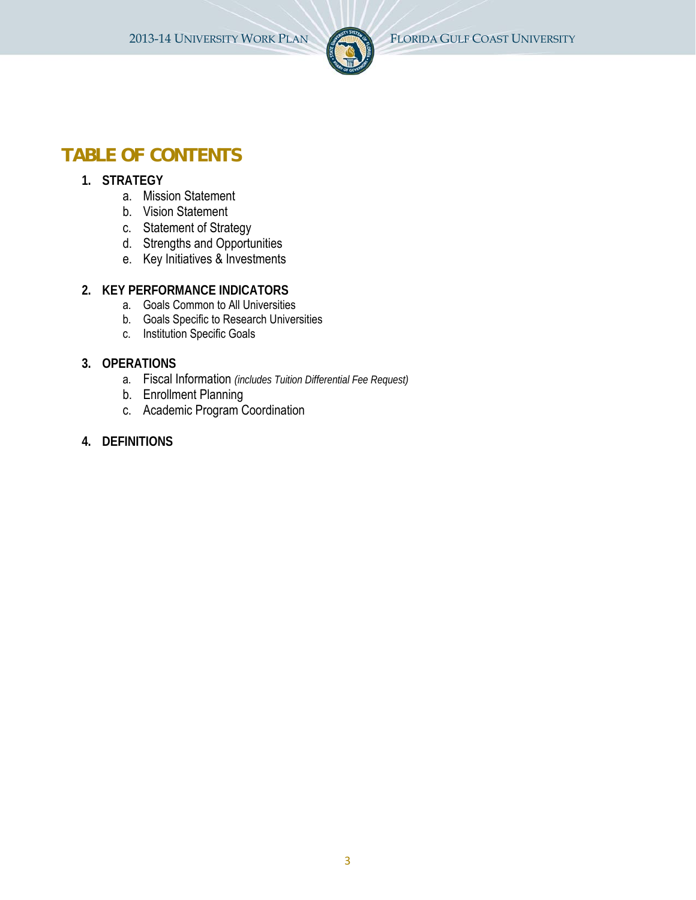# TABLE OF CONTENTS

1. **STRATEGY**
    a. Mission Statement
    b. Vision Statement
    c. Statement of Strategy
    d. Strengths and Opportunities
    e. Key Initiatives & Investments

2. **KEY PERFORMANCE INDICATORS**
    a. Goals Common to All Universities
    b. Goals Specific to Research Universities
    c. Institution Specific Goals

3. **OPERATIONS**
    a. Fiscal Information *(includes Tuition Differential Fee Request)*
    b. Enrollment Planning
    c. Academic Program Coordination

4. **DEFINITIONS**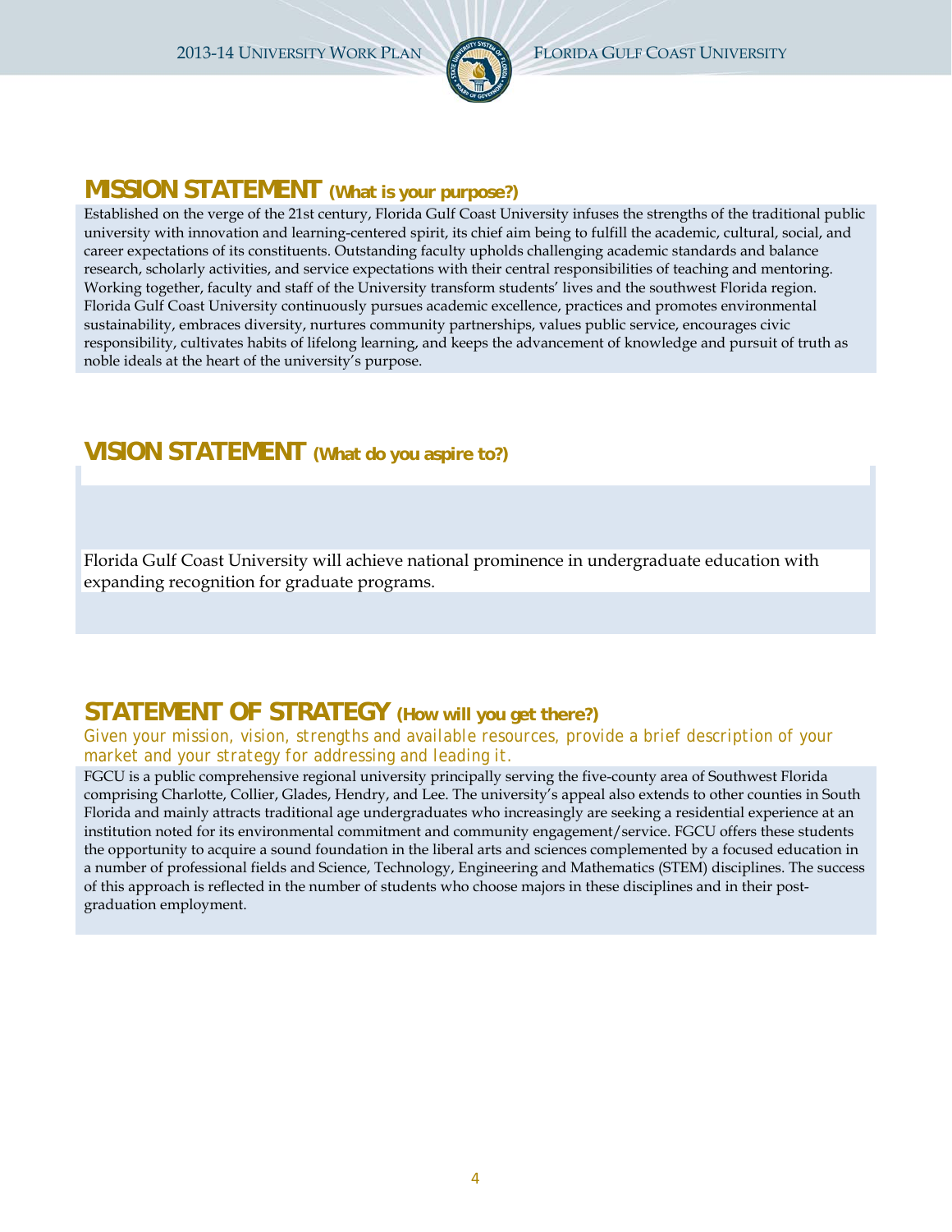## MISSION STATEMENT (What is your purpose?)

Established on the verge of the 21st century, Florida Gulf Coast University infuses the strengths of the traditional public university with innovation and learning-centered spirit, its chief aim being to fulfill the academic, cultural, social, and career expectations of its constituents. Outstanding faculty upholds challenging academic standards and balance research, scholarly activities, and service expectations with their central responsibilities of teaching and mentoring. Working together, faculty and staff of the University transform students' lives and the southwest Florida region. Florida Gulf Coast University continuously pursues academic excellence, practices and promotes environmental sustainability, embraces diversity, nurtures community partnerships, values public service, encourages civic responsibility, cultivates habits of lifelong learning, and keeps the advancement of knowledge and pursuit of truth as noble ideals at the heart of the university's purpose.

## VISION STATEMENT (What do you aspire to?)

Florida Gulf Coast University will achieve national prominence in undergraduate education with expanding recognition for graduate programs.

## STATEMENT OF STRATEGY (How will you get there?)

*Given your mission, vision, strengths and available resources, provide a brief description of your market and your strategy for addressing and leading it.*

FGCU is a public comprehensive regional university principally serving the five-county area of Southwest Florida comprising Charlotte, Collier, Glades, Hendry, and Lee. The university's appeal also extends to other counties in South Florida and mainly attracts traditional age undergraduates who increasingly are seeking a residential experience at an institution noted for its environmental commitment and community engagement/service. FGCU offers these students the opportunity to acquire a sound foundation in the liberal arts and sciences complemented by a focused education in a number of professional fields and Science, Technology, Engineering and Mathematics (STEM) disciplines. The success of this approach is reflected in the number of students who choose majors in these disciplines and in their post-graduation employment.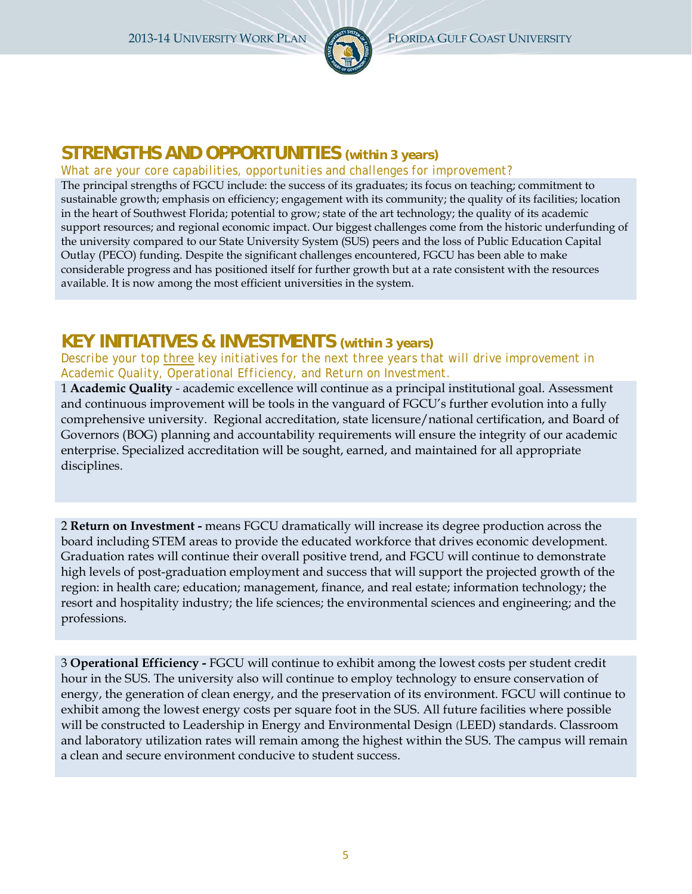## STRENGTHS AND OPPORTUNITIES (within 3 years)

*What are your core capabilities, opportunities and challenges for improvement?*

The principal strengths of FGCU include: the success of its graduates; its focus on teaching; commitment to sustainable growth; emphasis on efficiency; engagement with its community; the quality of its facilities; location in the heart of Southwest Florida; potential to grow; state of the art technology; the quality of its academic support resources; and regional economic impact. Our biggest challenges come from the historic underfunding of the university compared to our State University System (SUS) peers and the loss of Public Education Capital Outlay (PECO) funding. Despite the significant challenges encountered, FGCU has been able to make considerable progress and has positioned itself for further growth but at a rate consistent with the resources available. It is now among the most efficient universities in the system.

## KEY INITIATIVES & INVESTMENTS (within 3 years)

*Describe your top three key initiatives for the next three years that will drive improvement in Academic Quality, Operational Efficiency, and Return on Investment.*

1 **Academic Quality** - academic excellence will continue as a principal institutional goal. Assessment and continuous improvement will be tools in the vanguard of FGCU's further evolution into a fully comprehensive university. Regional accreditation, state licensure/national certification, and Board of Governors (BOG) planning and accountability requirements will ensure the integrity of our academic enterprise. Specialized accreditation will be sought, earned, and maintained for all appropriate disciplines.

2 **Return on Investment -** means FGCU dramatically will increase its degree production across the board including STEM areas to provide the educated workforce that drives economic development. Graduation rates will continue their overall positive trend, and FGCU will continue to demonstrate high levels of post-graduation employment and success that will support the projected growth of the region: in health care; education; management, finance, and real estate; information technology; the resort and hospitality industry; the life sciences; the environmental sciences and engineering; and the professions.

3 **Operational Efficiency -** FGCU will continue to exhibit among the lowest costs per student credit hour in the SUS. The university also will continue to employ technology to ensure conservation of energy, the generation of clean energy, and the preservation of its environment. FGCU will continue to exhibit among the lowest energy costs per square foot in the SUS. All future facilities where possible will be constructed to Leadership in Energy and Environmental Design (LEED) standards. Classroom and laboratory utilization rates will remain among the highest within the SUS. The campus will remain a clean and secure environment conducive to student success.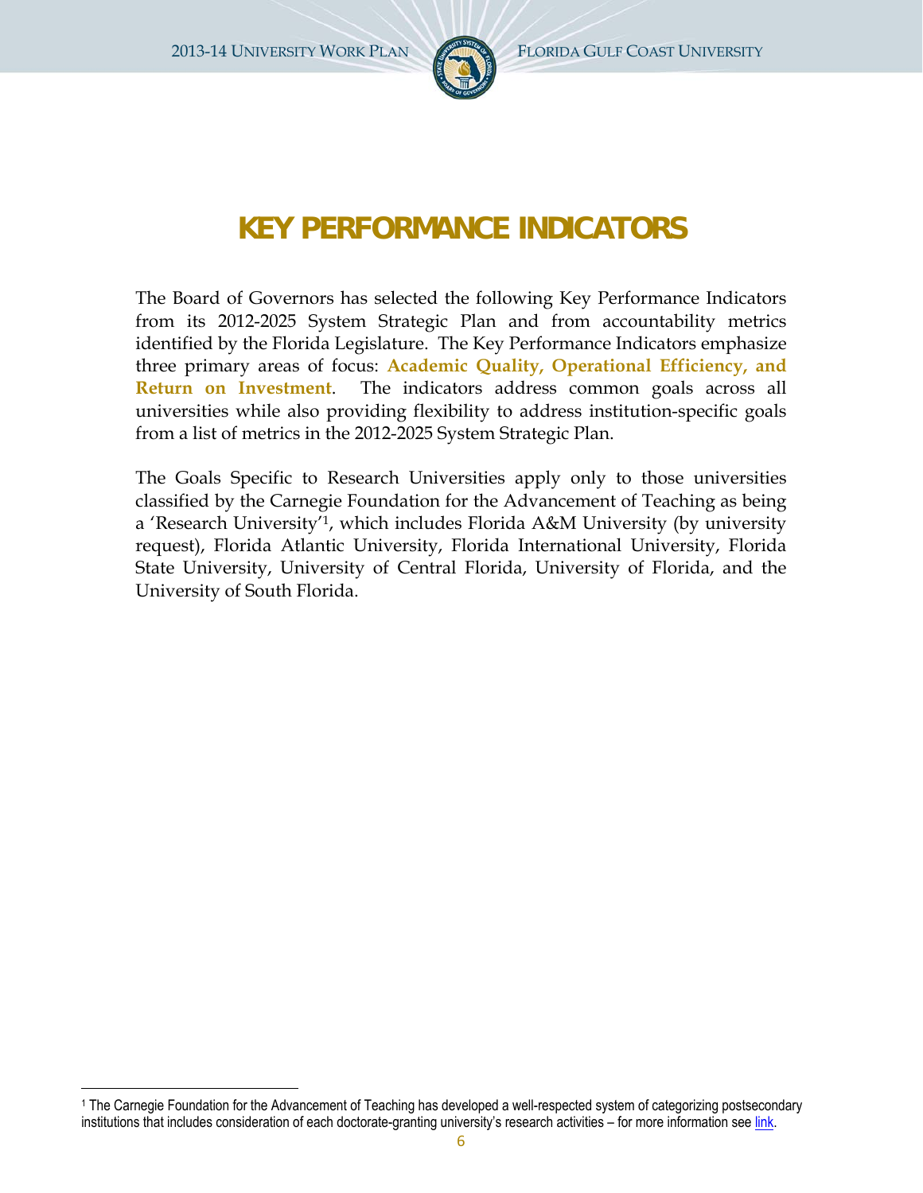# KEY PERFORMANCE INDICATORS

The Board of Governors has selected the following Key Performance Indicators from its 2012-2025 System Strategic Plan and from accountability metrics identified by the Florida Legislature. The Key Performance Indicators emphasize three primary areas of focus: **Academic Quality, Operational Efficiency, and Return on Investment**. The indicators address common goals across all universities while also providing flexibility to address institution-specific goals from a list of metrics in the 2012-2025 System Strategic Plan.

The Goals Specific to Research Universities apply only to those universities classified by the Carnegie Foundation for the Advancement of Teaching as being a 'Research University'[1], which includes Florida A&M University (by university request), Florida Atlantic University, Florida International University, Florida State University, University of Central Florida, University of Florida, and the University of South Florida.

[1] The Carnegie Foundation for the Advancement of Teaching has developed a well-respected system of categorizing postsecondary institutions that includes consideration of each doctorate-granting university's research activities – for more information see link.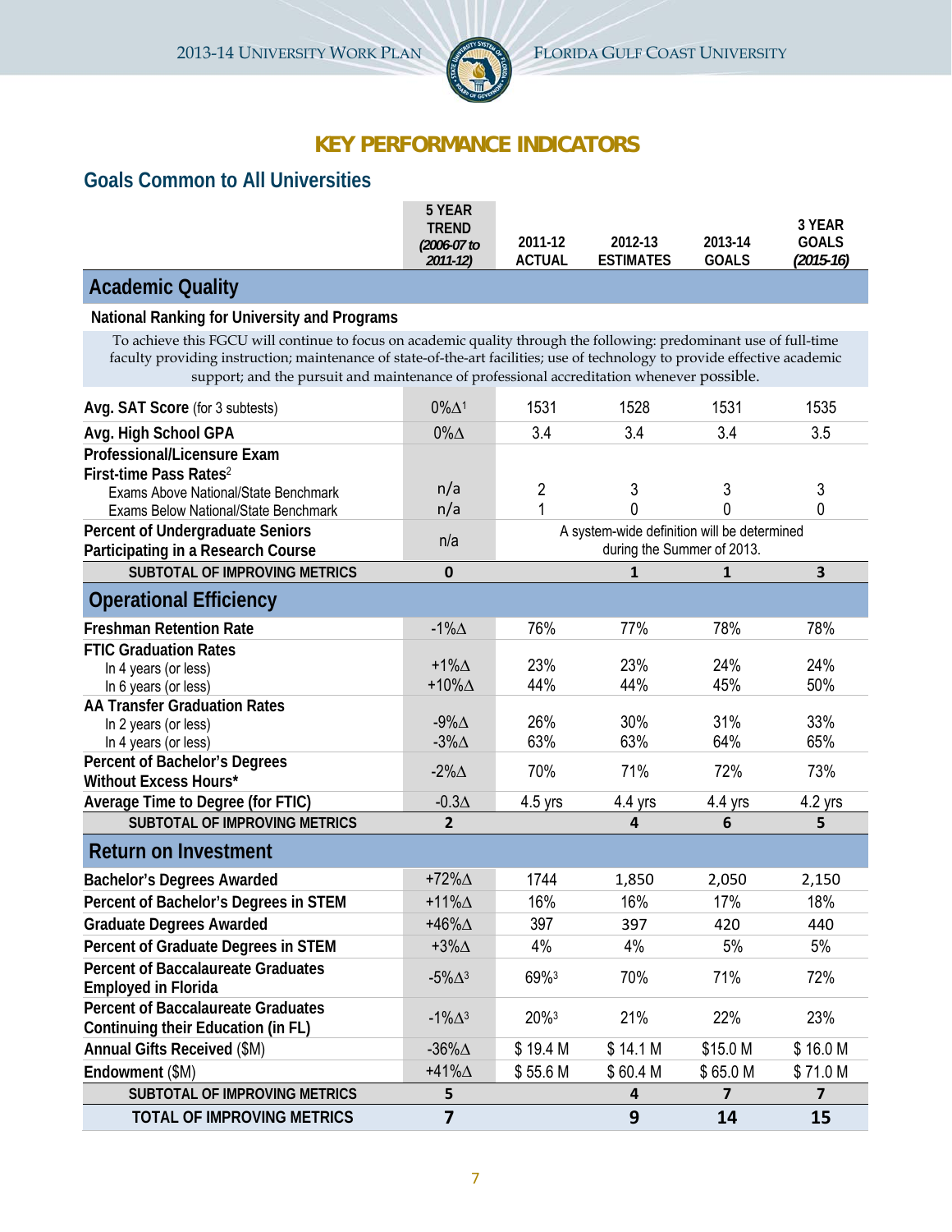## KEY PERFORMANCE INDICATORS

### Goals Common to All Universities

| | 5 YEAR TREND *(2006-07 to 2011-12)* | 2011-12 ACTUAL | 2012-13 ESTIMATES | 2013-14 GOALS | 3 YEAR GOALS *(2015-16)* |
|---|---|---|---|---|---|
| **Academic Quality** | | | | | |
| **National Ranking for University and Programs** | | | | | |
| To achieve this FGCU will continue to focus on academic quality through the following: predominant use of full-time faculty providing instruction; maintenance of state-of-the-art facilities; use of technology to provide effective academic support; and the pursuit and maintenance of professional accreditation whenever possible. | | | | | |
| **Avg. SAT Score** (for 3 subtests) | 0%Δ[1] | 1531 | 1528 | 1531 | 1535 |
| **Avg. High School GPA** | 0%Δ | 3.4 | 3.4 | 3.4 | 3.5 |
| **Professional/Licensure Exam First-time Pass Rates**[2] | | | | | |
| Exams Above National/State Benchmark | n/a | 2 | 3 | 3 | 3 |
| Exams Below National/State Benchmark | n/a | 1 | 0 | 0 | 0 |
| **Percent of Undergraduate Seniors Participating in a Research Course** | n/a | A system-wide definition will be determined during the Summer of 2013. | | | |
| **SUBTOTAL OF IMPROVING METRICS** | **0** | | **1** | **1** | **3** |
| **Operational Efficiency** | | | | | |
| **Freshman Retention Rate** | -1%Δ | 76% | 77% | 78% | 78% |
| **FTIC Graduation Rates** | | | | | |
| In 4 years (or less) | +1%Δ | 23% | 23% | 24% | 24% |
| In 6 years (or less) | +10%Δ | 44% | 44% | 45% | 50% |
| **AA Transfer Graduation Rates** | | | | | |
| In 2 years (or less) | -9%Δ | 26% | 30% | 31% | 33% |
| In 4 years (or less) | -3%Δ | 63% | 63% | 64% | 65% |
| **Percent of Bachelor's Degrees Without Excess Hours*** | -2%Δ | 70% | 71% | 72% | 73% |
| **Average Time to Degree (for FTIC)** | -0.3Δ | 4.5 yrs | 4.4 yrs | 4.4 yrs | 4.2 yrs |
| **SUBTOTAL OF IMPROVING METRICS** | **2** | | **4** | **6** | **5** |
| **Return on Investment** | | | | | |
| **Bachelor's Degrees Awarded** | +72%Δ | 1744 | 1,850 | 2,050 | 2,150 |
| **Percent of Bachelor's Degrees in STEM** | +11%Δ | 16% | 16% | 17% | 18% |
| **Graduate Degrees Awarded** | +46%Δ | 397 | 397 | 420 | 440 |
| **Percent of Graduate Degrees in STEM** | +3%Δ | 4% | 4% | 5% | 5% |
| **Percent of Baccalaureate Graduates Employed in Florida** | -5%Δ[3] | 69%[3] | 70% | 71% | 72% |
| **Percent of Baccalaureate Graduates Continuing their Education (in FL)** | -1%Δ[3] | 20%[3] | 21% | 22% | 23% |
| **Annual Gifts Received** ($M) | -36%Δ | $ 19.4 M | $ 14.1 M | $15.0 M | $ 16.0 M |
| **Endowment** ($M) | +41%Δ | $ 55.6 M | $ 60.4 M | $ 65.0 M | $ 71.0 M |
| **SUBTOTAL OF IMPROVING METRICS** | **5** | | **4** | **7** | **7** |
| **TOTAL OF IMPROVING METRICS** | **7** | | **9** | **14** | **15** |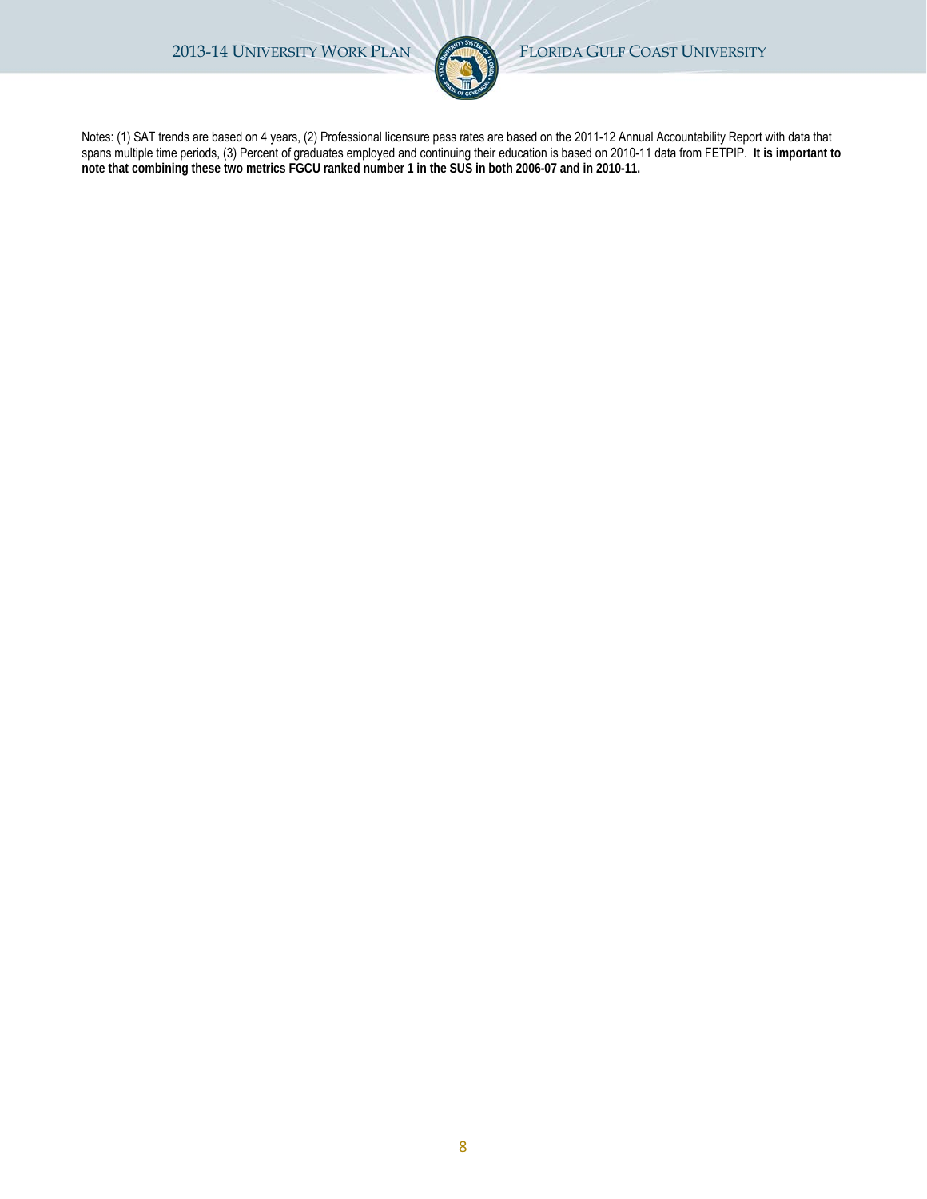Notes: (1) SAT trends are based on 4 years, (2) Professional licensure pass rates are based on the 2011-12 Annual Accountability Report with data that spans multiple time periods, (3) Percent of graduates employed and continuing their education is based on 2010-11 data from FETPIP. **It is important to note that combining these two metrics FGCU ranked number 1 in the SUS in both 2006-07 and in 2010-11.**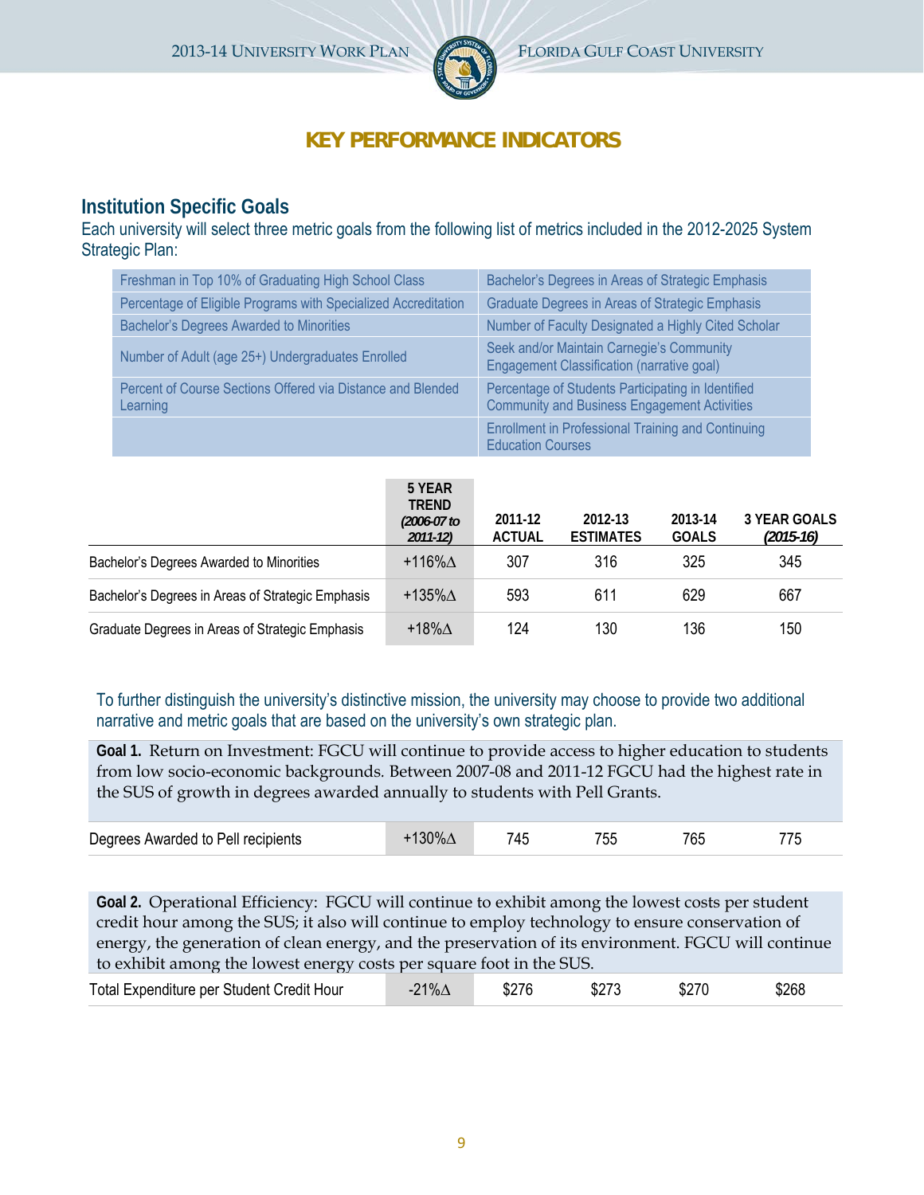# KEY PERFORMANCE INDICATORS

## Institution Specific Goals

Each university will select three metric goals from the following list of metrics included in the 2012-2025 System Strategic Plan:

| | |
|---|---|
| Freshman in Top 10% of Graduating High School Class | Bachelor's Degrees in Areas of Strategic Emphasis |
| Percentage of Eligible Programs with Specialized Accreditation | Graduate Degrees in Areas of Strategic Emphasis |
| Bachelor's Degrees Awarded to Minorities | Number of Faculty Designated a Highly Cited Scholar |
| Number of Adult (age 25+) Undergraduates Enrolled | Seek and/or Maintain Carnegie's Community Engagement Classification (narrative goal) |
| Percent of Course Sections Offered via Distance and Blended Learning | Percentage of Students Participating in Identified Community and Business Engagement Activities |
| | Enrollment in Professional Training and Continuing Education Courses |

| | 5 YEAR TREND *(2006-07 to 2011-12)* | 2011-12 ACTUAL | 2012-13 ESTIMATES | 2013-14 GOALS | 3 YEAR GOALS *(2015-16)* |
|---|---|---|---|---|---|
| Bachelor's Degrees Awarded to Minorities | +116%Δ | 307 | 316 | 325 | 345 |
| Bachelor's Degrees in Areas of Strategic Emphasis | +135%Δ | 593 | 611 | 629 | 667 |
| Graduate Degrees in Areas of Strategic Emphasis | +18%Δ | 124 | 130 | 136 | 150 |

To further distinguish the university's distinctive mission, the university may choose to provide two additional narrative and metric goals that are based on the university's own strategic plan.

**Goal 1.** Return on Investment: FGCU will continue to provide access to higher education to students from low socio-economic backgrounds. Between 2007-08 and 2011-12 FGCU had the highest rate in the SUS of growth in degrees awarded annually to students with Pell Grants.

| | 5 YEAR TREND | 2011-12 ACTUAL | 2012-13 ESTIMATES | 2013-14 GOALS | 3 YEAR GOALS |
|---|---|---|---|---|---|
| Degrees Awarded to Pell recipients | +130%Δ | 745 | 755 | 765 | 775 |

**Goal 2.** Operational Efficiency: FGCU will continue to exhibit among the lowest costs per student credit hour among the SUS; it also will continue to employ technology to ensure conservation of energy, the generation of clean energy, and the preservation of its environment. FGCU will continue to exhibit among the lowest energy costs per square foot in the SUS.

| | 5 YEAR TREND | 2011-12 ACTUAL | 2012-13 ESTIMATES | 2013-14 GOALS | 3 YEAR GOALS |
|---|---|---|---|---|---|
| Total Expenditure per Student Credit Hour | -21%Δ | $276 | $273 | $270 | $268 |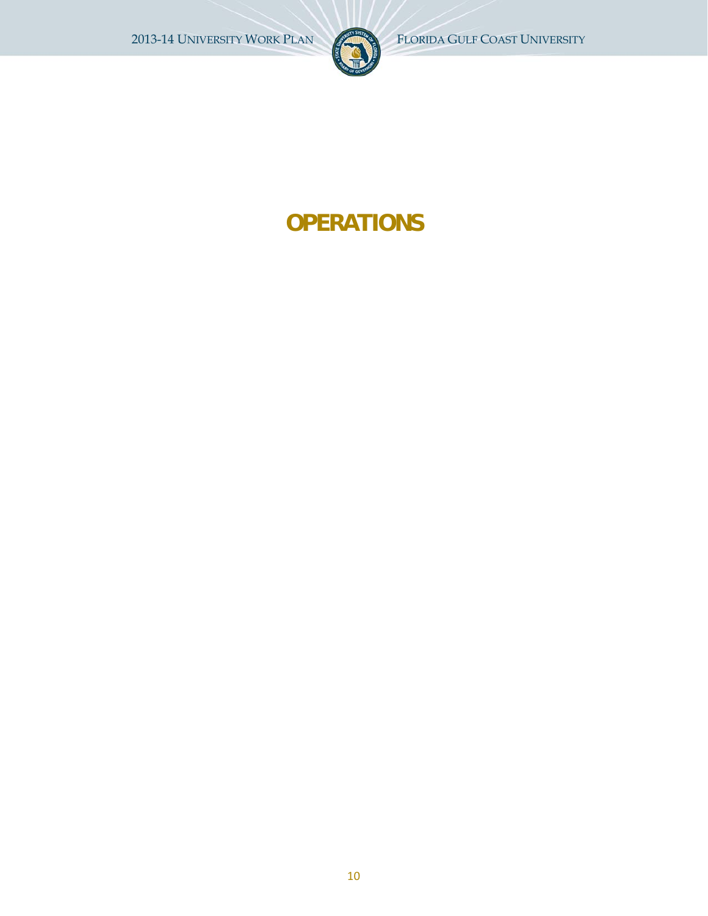# OPERATIONS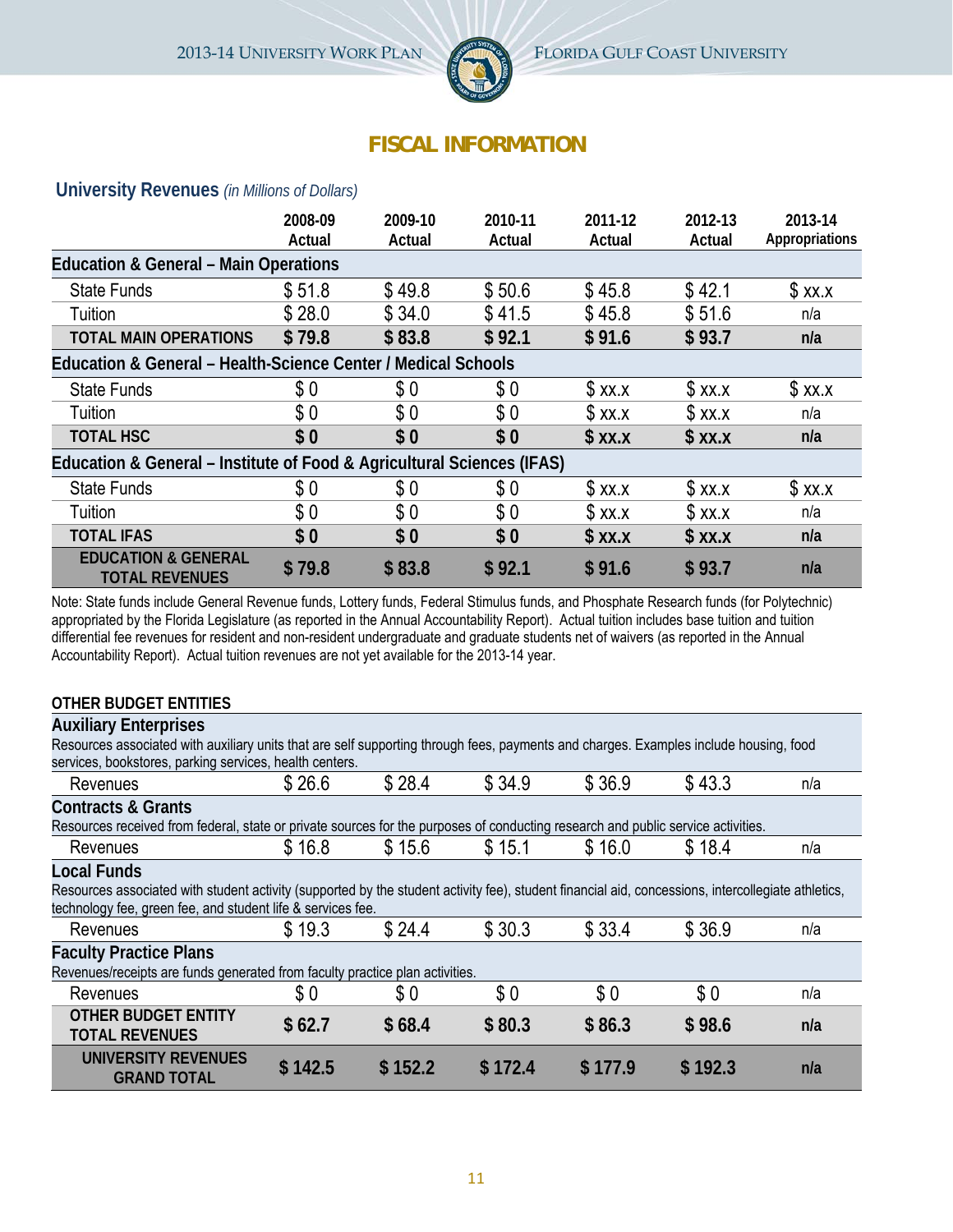# FISCAL INFORMATION

## University Revenues *(in Millions of Dollars)*

| | 2008-09 Actual | 2009-10 Actual | 2010-11 Actual | 2011-12 Actual | 2012-13 Actual | 2013-14 Appropriations |
|---|---|---|---|---|---|---|
| **Education & General – Main Operations** | | | | | | |
| State Funds | $ 51.8 | $ 49.8 | $ 50.6 | $ 45.8 | $ 42.1 | $ xx.x |
| Tuition | $ 28.0 | $ 34.0 | $ 41.5 | $ 45.8 | $ 51.6 | n/a |
| **TOTAL MAIN OPERATIONS** | **$ 79.8** | **$ 83.8** | **$ 92.1** | **$ 91.6** | **$ 93.7** | **n/a** |
| **Education & General – Health-Science Center / Medical Schools** | | | | | | |
| State Funds | $ 0 | $ 0 | $ 0 | $ xx.x | $ xx.x | $ xx.x |
| Tuition | $ 0 | $ 0 | $ 0 | $ xx.x | $ xx.x | n/a |
| **TOTAL HSC** | **$ 0** | **$ 0** | **$ 0** | **$ xx.x** | **$ xx.x** | **n/a** |
| **Education & General – Institute of Food & Agricultural Sciences (IFAS)** | | | | | | |
| State Funds | $ 0 | $ 0 | $ 0 | $ xx.x | $ xx.x | $ xx.x |
| Tuition | $ 0 | $ 0 | $ 0 | $ xx.x | $ xx.x | n/a |
| **TOTAL IFAS** | **$ 0** | **$ 0** | **$ 0** | **$ xx.x** | **$ xx.x** | **n/a** |
| **EDUCATION & GENERAL TOTAL REVENUES** | **$ 79.8** | **$ 83.8** | **$ 92.1** | **$ 91.6** | **$ 93.7** | **n/a** |

Note: State funds include General Revenue funds, Lottery funds, Federal Stimulus funds, and Phosphate Research funds (for Polytechnic) appropriated by the Florida Legislature (as reported in the Annual Accountability Report). Actual tuition includes base tuition and tuition differential fee revenues for resident and non-resident undergraduate and graduate students net of waivers (as reported in the Annual Accountability Report). Actual tuition revenues are not yet available for the 2013-14 year.

**OTHER BUDGET ENTITIES**

| | 2008-09 Actual | 2009-10 Actual | 2010-11 Actual | 2011-12 Actual | 2012-13 Actual | 2013-14 Appropriations |
|---|---|---|---|---|---|---|
| **Auxiliary Enterprises** – Resources associated with auxiliary units that are self supporting through fees, payments and charges. Examples include housing, food services, bookstores, parking services, health centers. | | | | | | |
| Revenues | $ 26.6 | $ 28.4 | $ 34.9 | $ 36.9 | $ 43.3 | n/a |
| **Contracts & Grants** – Resources received from federal, state or private sources for the purposes of conducting research and public service activities. | | | | | | |
| Revenues | $ 16.8 | $ 15.6 | $ 15.1 | $ 16.0 | $ 18.4 | n/a |
| **Local Funds** – Resources associated with student activity (supported by the student activity fee), student financial aid, concessions, intercollegiate athletics, technology fee, green fee, and student life & services fee. | | | | | | |
| Revenues | $ 19.3 | $ 24.4 | $ 30.3 | $ 33.4 | $ 36.9 | n/a |
| **Faculty Practice Plans** – Revenues/receipts are funds generated from faculty practice plan activities. | | | | | | |
| Revenues | $ 0 | $ 0 | $ 0 | $ 0 | $ 0 | n/a |
| **OTHER BUDGET ENTITY TOTAL REVENUES** | **$ 62.7** | **$ 68.4** | **$ 80.3** | **$ 86.3** | **$ 98.6** | **n/a** |
| **UNIVERSITY REVENUES GRAND TOTAL** | **$ 142.5** | **$ 152.2** | **$ 172.4** | **$ 177.9** | **$ 192.3** | **n/a** |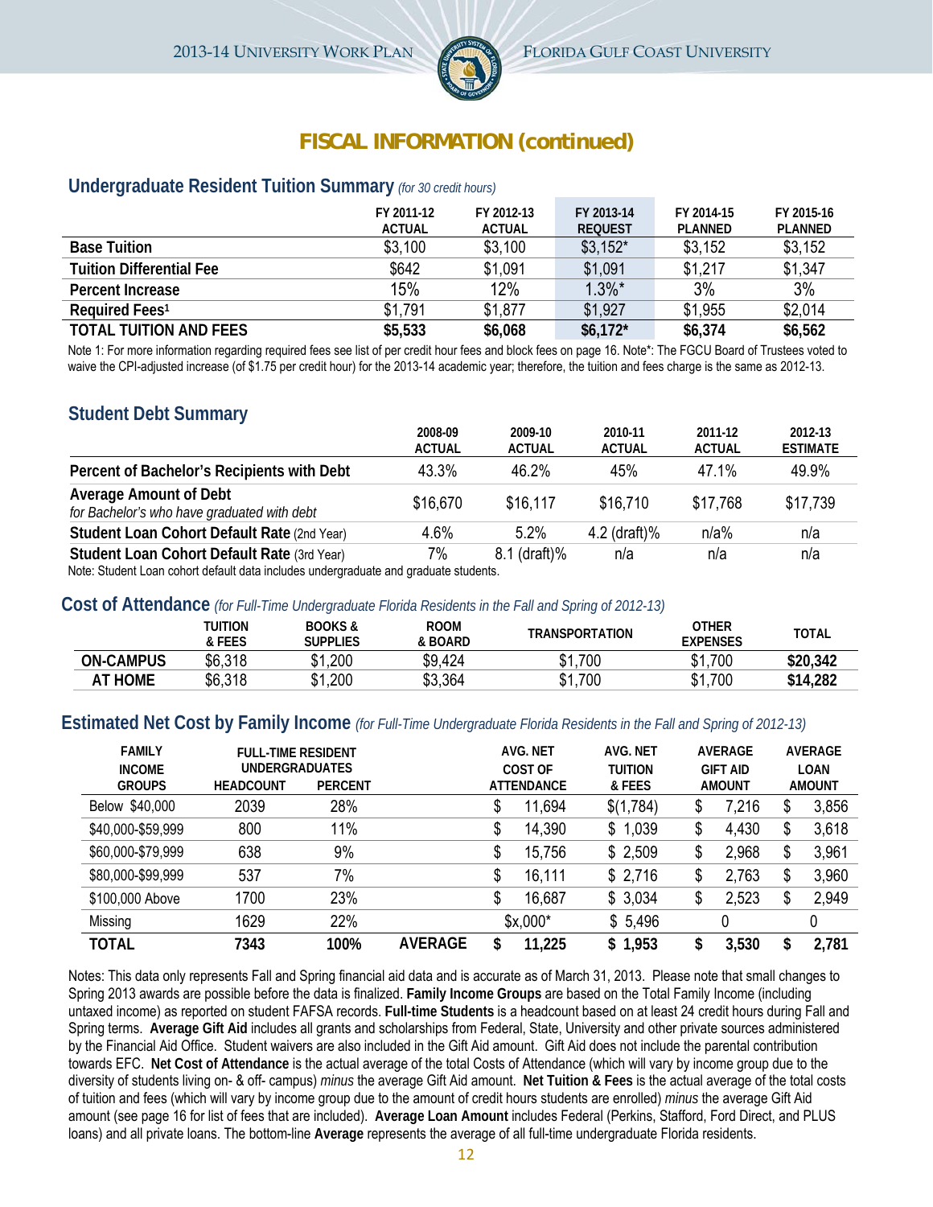# FISCAL INFORMATION (continued)

## Undergraduate Resident Tuition Summary *(for 30 credit hours)*

| | FY 2011-12 ACTUAL | FY 2012-13 ACTUAL | FY 2013-14 REQUEST | FY 2014-15 PLANNED | FY 2015-16 PLANNED |
|---|---|---|---|---|---|
| **Base Tuition** | $3,100 | $3,100 | $3,152* | $3,152 | $3,152 |
| **Tuition Differential Fee** | $642 | $1,091 | $1,091 | $1,217 | $1,347 |
| **Percent Increase** | 15% | 12% | 1.3%* | 3% | 3% |
| **Required Fees[1]** | $1,791 | $1,877 | $1,927 | $1,955 | $2,014 |
| **TOTAL TUITION AND FEES** | **$5,533** | **$6,068** | **$6,172*** | **$6,374** | **$6,562** |

Note 1: For more information regarding required fees see list of per credit hour fees and block fees on page 16. Note*: The FGCU Board of Trustees voted to waive the CPI-adjusted increase (of $1.75 per credit hour) for the 2013-14 academic year; therefore, the tuition and fees charge is the same as 2012-13.

## Student Debt Summary

| | 2008-09 ACTUAL | 2009-10 ACTUAL | 2010-11 ACTUAL | 2011-12 ACTUAL | 2012-13 ESTIMATE |
|---|---|---|---|---|---|
| **Percent of Bachelor's Recipients with Debt** | 43.3% | 46.2% | 45% | 47.1% | 49.9% |
| **Average Amount of Debt** *for Bachelor's who have graduated with debt* | $16,670 | $16,117 | $16,710 | $17,768 | $17,739 |
| **Student Loan Cohort Default Rate** (2nd Year) | 4.6% | 5.2% | 4.2 (draft)% | n/a% | n/a |
| **Student Loan Cohort Default Rate** (3rd Year) | 7% | 8.1 (draft)% | n/a | n/a | n/a |

Note: Student Loan cohort default data includes undergraduate and graduate students.

## Cost of Attendance *(for Full-Time Undergraduate Florida Residents in the Fall and Spring of 2012-13)*

| | TUITION & FEES | BOOKS & SUPPLIES | ROOM & BOARD | TRANSPORTATION | OTHER EXPENSES | TOTAL |
|---|---|---|---|---|---|---|
| **ON-CAMPUS** | $6,318 | $1,200 | $9,424 | $1,700 | $1,700 | **$20,342** |
| **AT HOME** | $6,318 | $1,200 | $3,364 | $1,700 | $1,700 | **$14,282** |

## Estimated Net Cost by Family Income *(for Full-Time Undergraduate Florida Residents in the Fall and Spring of 2012-13)*

| FAMILY INCOME GROUPS | FULL-TIME RESIDENT UNDERGRADUATES HEADCOUNT | PERCENT | | AVG. NET COST OF ATTENDANCE | AVG. NET TUITION & FEES | AVERAGE GIFT AID AMOUNT | AVERAGE LOAN AMOUNT |
|---|---|---|---|---|---|---|---|
| Below $40,000 | 2039 | 28% | | $ 11,694 | $(1,784) | $ 7,216 | $ 3,856 |
| $40,000-$59,999 | 800 | 11% | | $ 14,390 | $ 1,039 | $ 4,430 | $ 3,618 |
| $60,000-$79,999 | 638 | 9% | | $ 15,756 | $ 2,509 | $ 2,968 | $ 3,961 |
| $80,000-$99,999 | 537 | 7% | | $ 16,111 | $ 2,716 | $ 2,763 | $ 3,960 |
| $100,000 Above | 1700 | 23% | | $ 16,687 | $ 3,034 | $ 2,523 | $ 2,949 |
| Missing | 1629 | 22% | | $x,000* | $ 5,496 | 0 | 0 |
| **TOTAL** | **7343** | **100%** | **AVERAGE** | **$ 11,225** | **$ 1,953** | **$ 3,530** | **$ 2,781** |

Notes: This data only represents Fall and Spring financial aid data and is accurate as of March 31, 2013. Please note that small changes to Spring 2013 awards are possible before the data is finalized. **Family Income Groups** are based on the Total Family Income (including untaxed income) as reported on student FAFSA records. **Full-time Students** is a headcount based on at least 24 credit hours during Fall and Spring terms. **Average Gift Aid** includes all grants and scholarships from Federal, State, University and other private sources administered by the Financial Aid Office. Student waivers are also included in the Gift Aid amount. Gift Aid does not include the parental contribution towards EFC. **Net Cost of Attendance** is the actual average of the total Costs of Attendance (which will vary by income group due to the diversity of students living on- & off- campus) *minus* the average Gift Aid amount. **Net Tuition & Fees** is the actual average of the total costs of tuition and fees (which will vary by income group due to the amount of credit hours students are enrolled) *minus* the average Gift Aid amount (see page 16 for list of fees that are included). **Average Loan Amount** includes Federal (Perkins, Stafford, Ford Direct, and PLUS loans) and all private loans. The bottom-line **Average** represents the average of all full-time undergraduate Florida residents.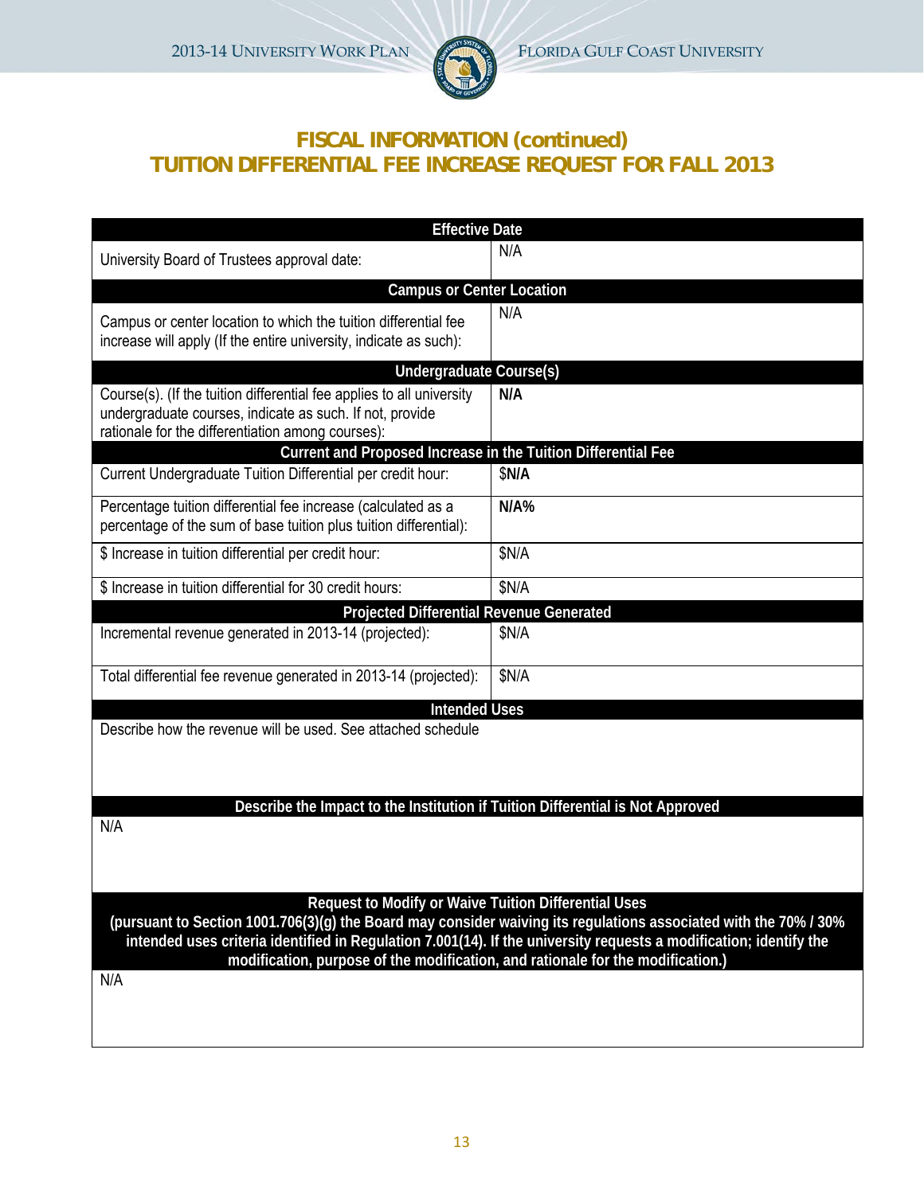## FISCAL INFORMATION (continued)
## TUITION DIFFERENTIAL FEE INCREASE REQUEST FOR FALL 2013

| Effective Date | |
|---|---|
| University Board of Trustees approval date: | N/A |
| **Campus or Center Location** | |
| Campus or center location to which the tuition differential fee increase will apply (If the entire university, indicate as such): | N/A |
| **Undergraduate Course(s)** | |
| Course(s). (If the tuition differential fee applies to all university undergraduate courses, indicate as such. If not, provide rationale for the differentiation among courses): | **N/A** |
| **Current and Proposed Increase in the Tuition Differential Fee** | |
| Current Undergraduate Tuition Differential per credit hour: | $**N/A** |
| Percentage tuition differential fee increase (calculated as a percentage of the sum of base tuition plus tuition differential): | **N/A%** |
| $ Increase in tuition differential per credit hour: | $N/A |
| $ Increase in tuition differential for 30 credit hours: | $N/A |
| **Projected Differential Revenue Generated** | |
| Incremental revenue generated in 2013-14 (projected): | $N/A |
| Total differential fee revenue generated in 2013-14 (projected): | $N/A |

**Intended Uses**

Describe how the revenue will be used. See attached schedule

**Describe the Impact to the Institution if Tuition Differential is Not Approved**

N/A

**Request to Modify or Waive Tuition Differential Uses**
**(pursuant to Section 1001.706(3)(g) the Board may consider waiving its regulations associated with the 70% / 30% intended uses criteria identified in Regulation 7.001(14). If the university requests a modification; identify the modification, purpose of the modification, and rationale for the modification.)**

N/A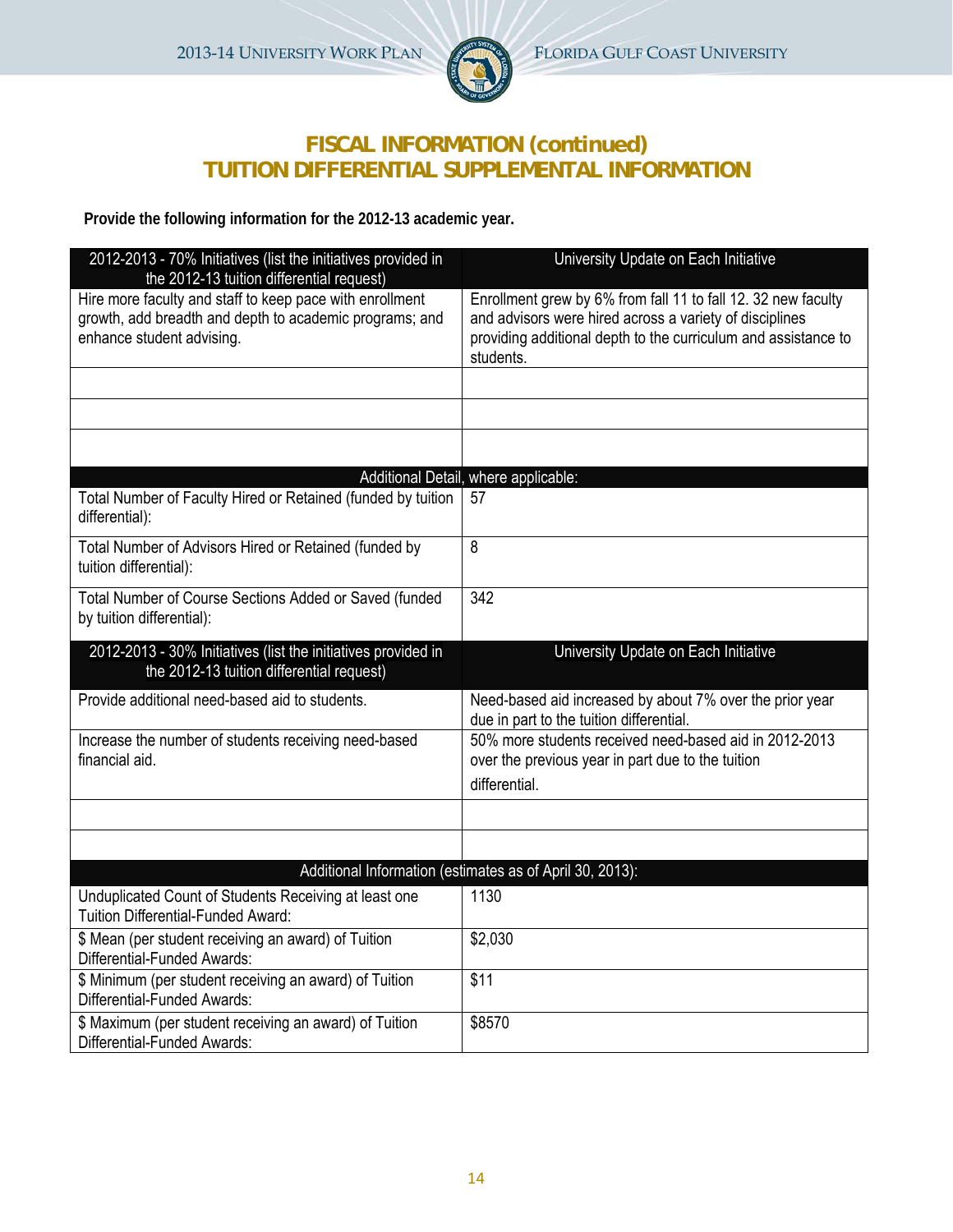## FISCAL INFORMATION (continued)
## TUITION DIFFERENTIAL SUPPLEMENTAL INFORMATION

**Provide the following information for the 2012-13 academic year.**

| 2012-2013 - 70% Initiatives (list the initiatives provided in the 2012-13 tuition differential request) | University Update on Each Initiative |
|---|---|
| Hire more faculty and staff to keep pace with enrollment growth, add breadth and depth to academic programs; and enhance student advising. | Enrollment grew by 6% from fall 11 to fall 12. 32 new faculty and advisors were hired across a variety of disciplines providing additional depth to the curriculum and assistance to students. |
| | |
| | |
| | |
| **Additional Detail, where applicable:** | |
| Total Number of Faculty Hired or Retained (funded by tuition differential): | 57 |
| Total Number of Advisors Hired or Retained (funded by tuition differential): | 8 |
| Total Number of Course Sections Added or Saved (funded by tuition differential): | 342 |

| 2012-2013 - 30% Initiatives (list the initiatives provided in the 2012-13 tuition differential request) | University Update on Each Initiative |
|---|---|
| Provide additional need-based aid to students. | Need-based aid increased by about 7% over the prior year due in part to the tuition differential. |
| Increase the number of students receiving need-based financial aid. | 50% more students received need-based aid in 2012-2013 over the previous year in part due to the tuition differential. |
| | |
| | |
| **Additional Information (estimates as of April 30, 2013):** | |
| Unduplicated Count of Students Receiving at least one Tuition Differential-Funded Award: | 1130 |
| $ Mean (per student receiving an award) of Tuition Differential-Funded Awards: | $2,030 |
| $ Minimum (per student receiving an award) of Tuition Differential-Funded Awards: | $11 |
| $ Maximum (per student receiving an award) of Tuition Differential-Funded Awards: | $8570 |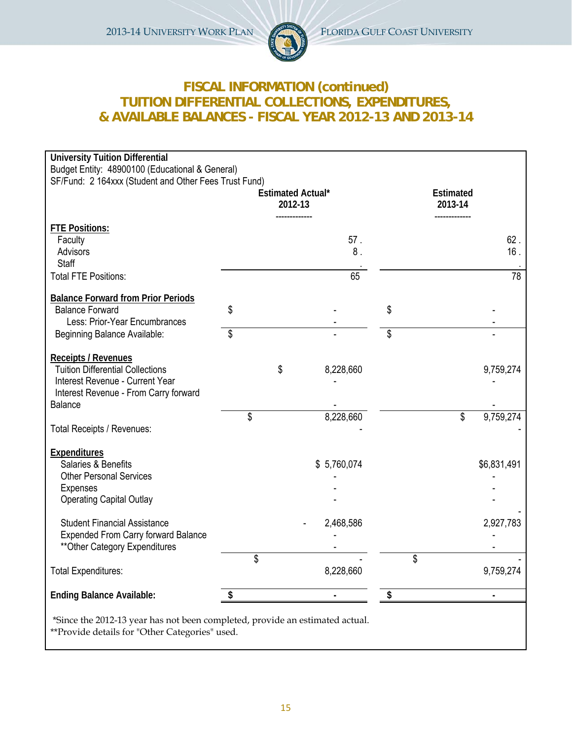# FISCAL INFORMATION (continued)
# TUITION DIFFERENTIAL COLLECTIONS, EXPENDITURES, & AVAILABLE BALANCES - FISCAL YEAR 2012-13 AND 2013-14

**University Tuition Differential**
Budget Entity: 48900100 (Educational & General)
SF/Fund: 2 164xxx (Student and Other Fees Trust Fund)

| | Estimated Actual* 2012-13 | Estimated 2013-14 |
|---|---|---|
| **FTE Positions:** | | |
| Faculty | 57 . | 62 . |
| Advisors | 8 . | 16 . |
| Staff | . | . |
| Total FTE Positions: | 65 | 78 |
| **Balance Forward from Prior Periods** | | |
| Balance Forward | $ - | $ - |
| Less: Prior-Year Encumbrances | - | - |
| Beginning Balance Available: | $ - | $ - |
| **Receipts / Revenues** | | |
| Tuition Differential Collections | $ 8,228,660 | 9,759,274 |
| Interest Revenue - Current Year | - | - |
| Interest Revenue - From Carry forward Balance | - | - |
| Total Receipts / Revenues: | $ 8,228,660 | $ 9,759,274 |
| **Expenditures** | | |
| Salaries & Benefits | $ 5,760,074 | $6,831,491 |
| Other Personal Services | - | - |
| Expenses | - | - |
| Operating Capital Outlay | - | - |
| Student Financial Assistance | 2,468,586 | 2,927,783 |
| Expended From Carry forward Balance | - | - |
| **Other Category Expenditures | - | - |
| Total Expenditures: | $ 8,228,660 | $ 9,759,274 |
| **Ending Balance Available:** | **$ -** | **$ -** |

*Since the 2012-13 year has not been completed, provide an estimated actual.
**Provide details for "Other Categories" used.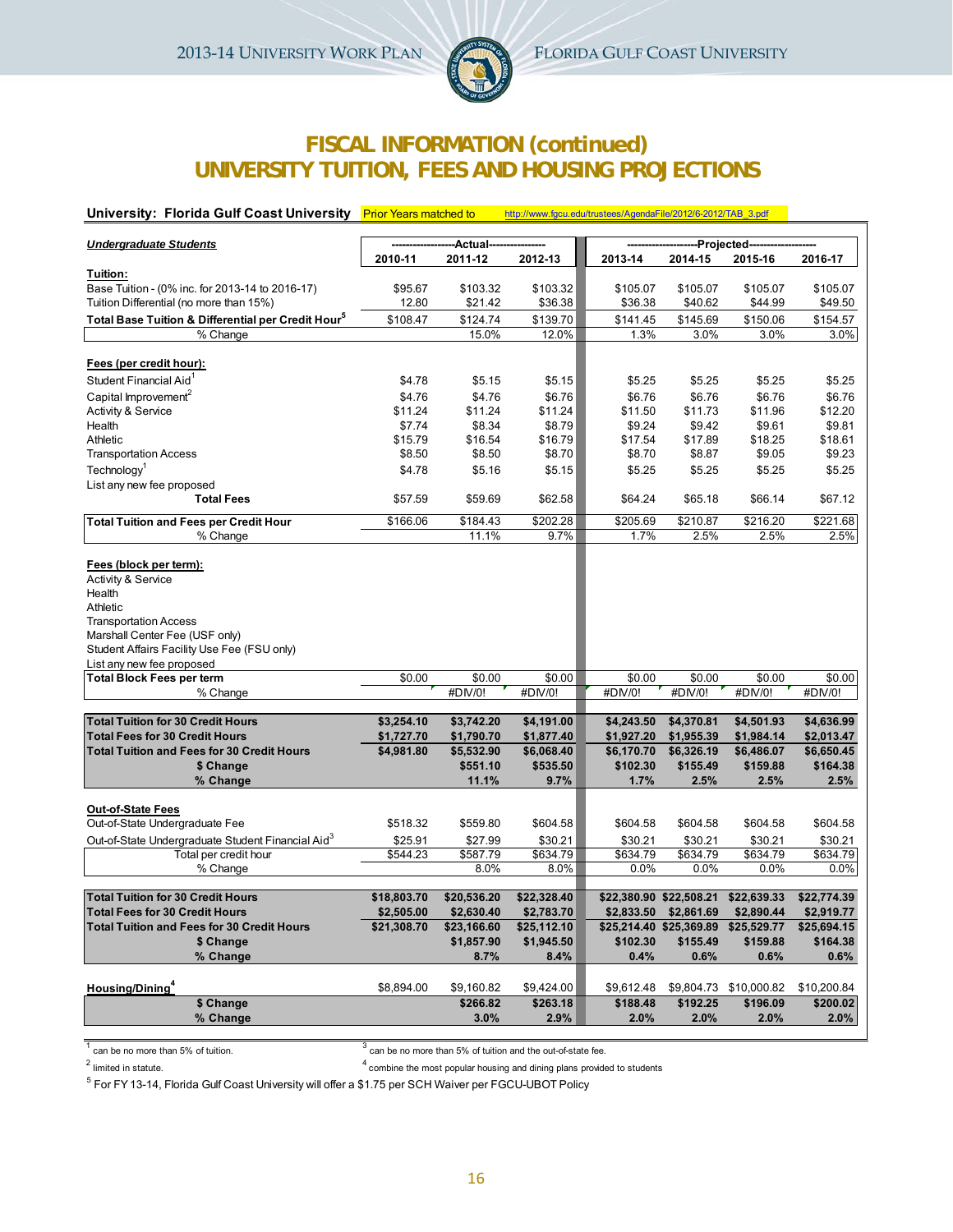# FISCAL INFORMATION (continued)
# UNIVERSITY TUITION, FEES AND HOUSING PROJECTIONS

**University: Florida Gulf Coast University** Prior Years matched to http://www.fgcu.edu/trustees/AgendaFile/2012/6-2012/TAB_3.pdf

| ***Undergraduate Students*** | Actual | | | Projected | | | |
|---|---|---|---|---|---|---|---|
| | 2010-11 | 2011-12 | 2012-13 | 2013-14 | 2014-15 | 2015-16 | 2016-17 |
| **Tuition:** | | | | | | | |
| Base Tuition - (0% inc. for 2013-14 to 2016-17) | $95.67 | $103.32 | $103.32 | $105.07 | $105.07 | $105.07 | $105.07 |
| Tuition Differential (no more than 15%) | 12.80 | $21.42 | $36.38 | $36.38 | $40.62 | $44.99 | $49.50 |
| **Total Base Tuition & Differential per Credit Hour[5]** | $108.47 | $124.74 | $139.70 | $141.45 | $145.69 | $150.06 | $154.57 |
| % Change | | 15.0% | 12.0% | 1.3% | 3.0% | 3.0% | 3.0% |
| **Fees (per credit hour):** | | | | | | | |
| Student Financial Aid[1] | $4.78 | $5.15 | $5.15 | $5.25 | $5.25 | $5.25 | $5.25 |
| Capital Improvement[2] | $4.76 | $4.76 | $6.76 | $6.76 | $6.76 | $6.76 | $6.76 |
| Activity & Service | $11.24 | $11.24 | $11.24 | $11.50 | $11.73 | $11.96 | $12.20 |
| Health | $7.74 | $8.34 | $8.79 | $9.24 | $9.42 | $9.61 | $9.81 |
| Athletic | $15.79 | $16.54 | $16.79 | $17.54 | $17.89 | $18.25 | $18.61 |
| Transportation Access | $8.50 | $8.50 | $8.70 | $8.70 | $8.87 | $9.05 | $9.23 |
| Technology[1] | $4.78 | $5.16 | $5.15 | $5.25 | $5.25 | $5.25 | $5.25 |
| List any new fee proposed | | | | | | | |
| **Total Fees** | $57.59 | $59.69 | $62.58 | $64.24 | $65.18 | $66.14 | $67.12 |
| **Total Tuition and Fees per Credit Hour** | $166.06 | $184.43 | $202.28 | $205.69 | $210.87 | $216.20 | $221.68 |
| % Change | | 11.1% | 9.7% | 1.7% | 2.5% | 2.5% | 2.5% |
| **Fees (block per term):** | | | | | | | |
| Activity & Service | | | | | | | |
| Health | | | | | | | |
| Athletic | | | | | | | |
| Transportation Access | | | | | | | |
| Marshall Center Fee (USF only) | | | | | | | |
| Student Affairs Facility Use Fee (FSU only) | | | | | | | |
| List any new fee proposed | | | | | | | |
| **Total Block Fees per term** | $0.00 | $0.00 | $0.00 | $0.00 | $0.00 | $0.00 | $0.00 |
| % Change | | #DIV/0! | #DIV/0! | #DIV/0! | #DIV/0! | #DIV/0! | #DIV/0! |
| **Total Tuition for 30 Credit Hours** | **$3,254.10** | **$3,742.20** | **$4,191.00** | **$4,243.50** | **$4,370.81** | **$4,501.93** | **$4,636.99** |
| **Total Fees for 30 Credit Hours** | **$1,727.70** | **$1,790.70** | **$1,877.40** | **$1,927.20** | **$1,955.39** | **$1,984.14** | **$2,013.47** |
| **Total Tuition and Fees for 30 Credit Hours** | **$4,981.80** | **$5,532.90** | **$6,068.40** | **$6,170.70** | **$6,326.19** | **$6,486.07** | **$6,650.45** |
| **$ Change** | | **$551.10** | **$535.50** | **$102.30** | **$155.49** | **$159.88** | **$164.38** |
| **% Change** | | **11.1%** | **9.7%** | **1.7%** | **2.5%** | **2.5%** | **2.5%** |
| **Out-of-State Fees** | | | | | | | |
| Out-of-State Undergraduate Fee | $518.32 | $559.80 | $604.58 | $604.58 | $604.58 | $604.58 | $604.58 |
| Out-of-State Undergraduate Student Financial Aid[3] | $25.91 | $27.99 | $30.21 | $30.21 | $30.21 | $30.21 | $30.21 |
| Total per credit hour | $544.23 | $587.79 | $634.79 | $634.79 | $634.79 | $634.79 | $634.79 |
| % Change | | 8.0% | 8.0% | 0.0% | 0.0% | 0.0% | 0.0% |
| **Total Tuition for 30 Credit Hours** | **$18,803.70** | **$20,536.20** | **$22,328.40** | **$22,380.90** | **$22,508.21** | **$22,639.33** | **$22,774.39** |
| **Total Fees for 30 Credit Hours** | **$2,505.00** | **$2,630.40** | **$2,783.70** | **$2,833.50** | **$2,861.69** | **$2,890.44** | **$2,919.77** |
| **Total Tuition and Fees for 30 Credit Hours** | **$21,308.70** | **$23,166.60** | **$25,112.10** | **$25,214.40** | **$25,369.89** | **$25,529.77** | **$25,694.15** |
| **$ Change** | | **$1,857.90** | **$1,945.50** | **$102.30** | **$155.49** | **$159.88** | **$164.38** |
| **% Change** | | **8.7%** | **8.4%** | **0.4%** | **0.6%** | **0.6%** | **0.6%** |
| **Housing/Dining[4]** | $8,894.00 | $9,160.82 | $9,424.00 | $9,612.48 | $9,804.73 | $10,000.82 | $10,200.84 |
| **$ Change** | | **$266.82** | **$263.18** | **$188.48** | **$192.25** | **$196.09** | **$200.02** |
| **% Change** | | **3.0%** | **2.9%** | **2.0%** | **2.0%** | **2.0%** | **2.0%** |

[1] can be no more than 5% of tuition.
[2] limited in statute.
[3] can be no more than 5% of tuition and the out-of-state fee.
[4] combine the most popular housing and dining plans provided to students
[5] For FY 13-14, Florida Gulf Coast University will offer a $1.75 per SCH Waiver per FGCU-UBOT Policy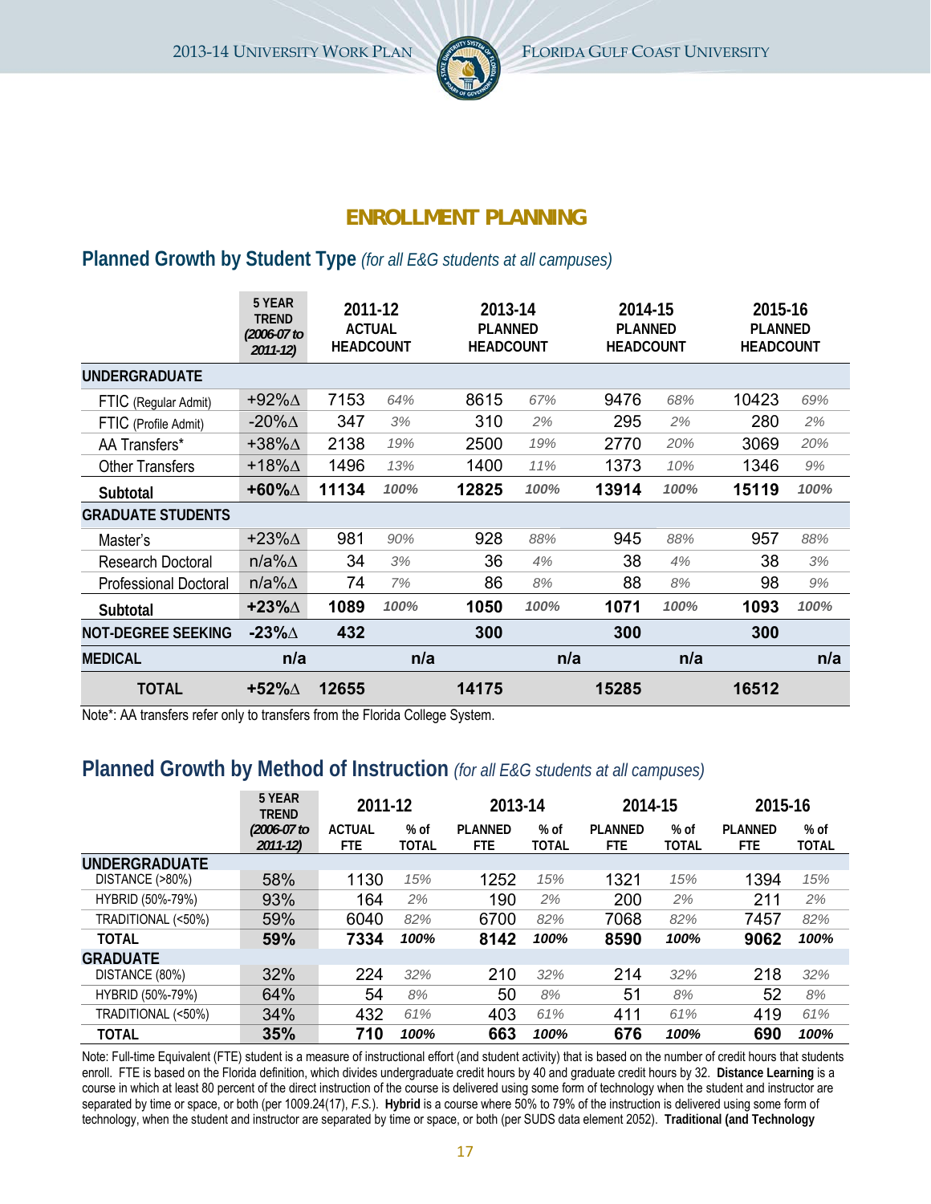## ENROLLMENT PLANNING

### Planned Growth by Student Type *(for all E&G students at all campuses)*

| | 5 YEAR TREND *(2006-07 to 2011-12)* | 2011-12 ACTUAL HEADCOUNT | | 2013-14 PLANNED HEADCOUNT | | 2014-15 PLANNED HEADCOUNT | | 2015-16 PLANNED HEADCOUNT | |
|---|---|---|---|---|---|---|---|---|---|
| **UNDERGRADUATE** | | | | | | | | | |
| FTIC (Regular Admit) | +92%∆ | 7153 | *64%* | 8615 | *67%* | 9476 | *68%* | 10423 | *69%* |
| FTIC (Profile Admit) | -20%∆ | 347 | *3%* | 310 | *2%* | 295 | *2%* | 280 | *2%* |
| AA Transfers* | +38%∆ | 2138 | *19%* | 2500 | *19%* | 2770 | *20%* | 3069 | *20%* |
| Other Transfers | +18%∆ | 1496 | *13%* | 1400 | *11%* | 1373 | *10%* | 1346 | *9%* |
| **Subtotal** | **+60%∆** | **11134** | ***100%*** | **12825** | ***100%*** | **13914** | ***100%*** | **15119** | ***100%*** |
| **GRADUATE STUDENTS** | | | | | | | | | |
| Master's | +23%∆ | 981 | *90%* | 928 | *88%* | 945 | *88%* | 957 | *88%* |
| Research Doctoral | n/a%∆ | 34 | *3%* | 36 | *4%* | 38 | *4%* | 38 | *3%* |
| Professional Doctoral | n/a%∆ | 74 | *7%* | 86 | *8%* | 88 | *8%* | 98 | *9%* |
| **Subtotal** | **+23%∆** | **1089** | ***100%*** | **1050** | ***100%*** | **1071** | ***100%*** | **1093** | ***100%*** |
| **NOT-DEGREE SEEKING** | **-23%∆** | **432** | | **300** | | **300** | | **300** | |
| **MEDICAL** | **n/a** | | **n/a** | | **n/a** | | **n/a** | | **n/a** |
| **TOTAL** | **+52%∆** | **12655** | | **14175** | | **15285** | | **16512** | |

Note*: AA transfers refer only to transfers from the Florida College System.

### Planned Growth by Method of Instruction *(for all E&G students at all campuses)*

| | 5 YEAR TREND *(2006-07 to 2011-12)* | 2011-12 ACTUAL FTE | 2011-12 % of TOTAL | 2013-14 PLANNED FTE | 2013-14 % of TOTAL | 2014-15 PLANNED FTE | 2014-15 % of TOTAL | 2015-16 PLANNED FTE | 2015-16 % of TOTAL |
|---|---|---|---|---|---|---|---|---|---|
| **UNDERGRADUATE** | | | | | | | | | |
| DISTANCE (>80%) | 58% | 1130 | *15%* | 1252 | *15%* | 1321 | *15%* | 1394 | *15%* |
| HYBRID (50%-79%) | 93% | 164 | *2%* | 190 | *2%* | 200 | *2%* | 211 | *2%* |
| TRADITIONAL (<50%) | 59% | 6040 | *82%* | 6700 | *82%* | 7068 | *82%* | 7457 | *82%* |
| **TOTAL** | **59%** | **7334** | ***100%*** | **8142** | ***100%*** | **8590** | ***100%*** | **9062** | ***100%*** |
| **GRADUATE** | | | | | | | | | |
| DISTANCE (80%) | 32% | 224 | *32%* | 210 | *32%* | 214 | *32%* | 218 | *32%* |
| HYBRID (50%-79%) | 64% | 54 | *8%* | 50 | *8%* | 51 | *8%* | 52 | *8%* |
| TRADITIONAL (<50%) | 34% | 432 | *61%* | 403 | *61%* | 411 | *61%* | 419 | *61%* |
| **TOTAL** | **35%** | **710** | ***100%*** | **663** | ***100%*** | **676** | ***100%*** | **690** | ***100%*** |

Note: Full-time Equivalent (FTE) student is a measure of instructional effort (and student activity) that is based on the number of credit hours that students enroll. FTE is based on the Florida definition, which divides undergraduate credit hours by 40 and graduate credit hours by 32. **Distance Learning** is a course in which at least 80 percent of the direct instruction of the course is delivered using some form of technology when the student and instructor are separated by time or space, or both (per 1009.24(17), *F.S.*). **Hybrid** is a course where 50% to 79% of the instruction is delivered using some form of technology, when the student and instructor are separated by time or space, or both (per SUDS data element 2052). **Traditional (and Technology**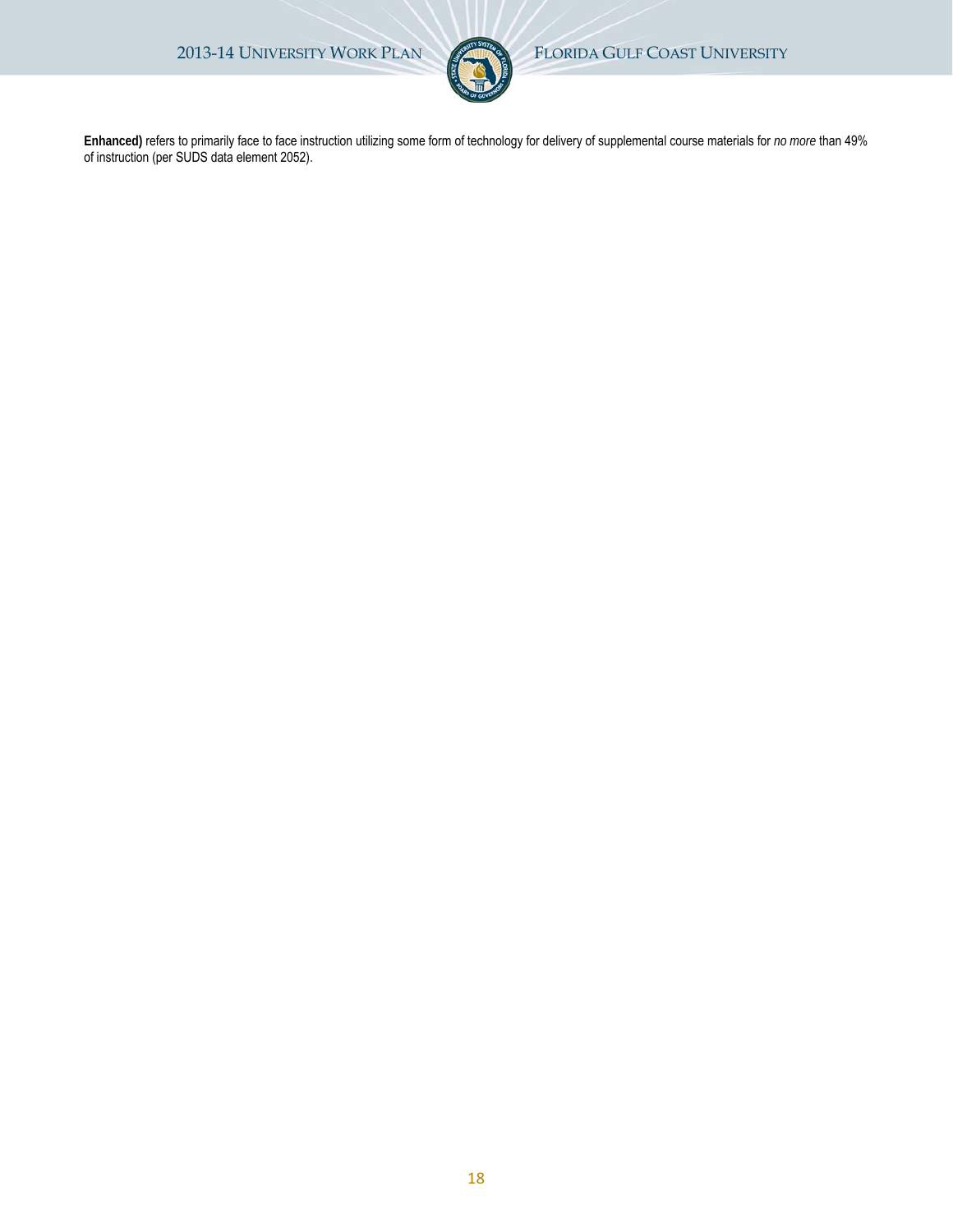**Enhanced)** refers to primarily face to face instruction utilizing some form of technology for delivery of supplemental course materials for *no more* than 49% of instruction (per SUDS data element 2052).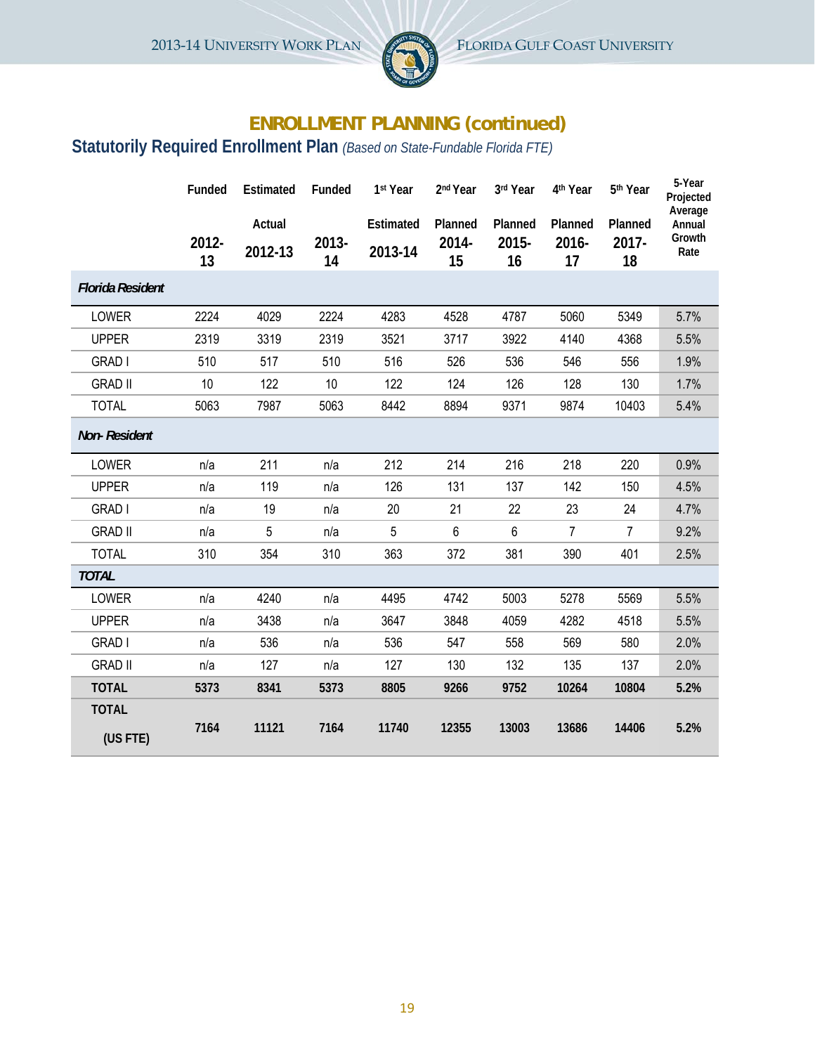## ENROLLMENT PLANNING (continued)

### Statutorily Required Enrollment Plan *(Based on State-Fundable Florida FTE)*

| | Funded 2012-13 | Estimated Actual 2012-13 | Funded 2013-14 | 1st Year Estimated 2013-14 | 2nd Year Planned 2014-15 | 3rd Year Planned 2015-16 | 4th Year Planned 2016-17 | 5th Year Planned 2017-18 | 5-Year Projected Average Annual Growth Rate |
|---|---|---|---|---|---|---|---|---|---|
| ***Florida Resident*** | | | | | | | | | |
| LOWER | 2224 | 4029 | 2224 | 4283 | 4528 | 4787 | 5060 | 5349 | 5.7% |
| UPPER | 2319 | 3319 | 2319 | 3521 | 3717 | 3922 | 4140 | 4368 | 5.5% |
| GRAD I | 510 | 517 | 510 | 516 | 526 | 536 | 546 | 556 | 1.9% |
| GRAD II | 10 | 122 | 10 | 122 | 124 | 126 | 128 | 130 | 1.7% |
| TOTAL | 5063 | 7987 | 5063 | 8442 | 8894 | 9371 | 9874 | 10403 | 5.4% |
| ***Non- Resident*** | | | | | | | | | |
| LOWER | n/a | 211 | n/a | 212 | 214 | 216 | 218 | 220 | 0.9% |
| UPPER | n/a | 119 | n/a | 126 | 131 | 137 | 142 | 150 | 4.5% |
| GRAD I | n/a | 19 | n/a | 20 | 21 | 22 | 23 | 24 | 4.7% |
| GRAD II | n/a | 5 | n/a | 5 | 6 | 6 | 7 | 7 | 9.2% |
| TOTAL | 310 | 354 | 310 | 363 | 372 | 381 | 390 | 401 | 2.5% |
| ***TOTAL*** | | | | | | | | | |
| LOWER | n/a | 4240 | n/a | 4495 | 4742 | 5003 | 5278 | 5569 | 5.5% |
| UPPER | n/a | 3438 | n/a | 3647 | 3848 | 4059 | 4282 | 4518 | 5.5% |
| GRAD I | n/a | 536 | n/a | 536 | 547 | 558 | 569 | 580 | 2.0% |
| GRAD II | n/a | 127 | n/a | 127 | 130 | 132 | 135 | 137 | 2.0% |
| **TOTAL** | **5373** | **8341** | **5373** | **8805** | **9266** | **9752** | **10264** | **10804** | **5.2%** |
| **TOTAL (US FTE)** | **7164** | **11121** | **7164** | **11740** | **12355** | **13003** | **13686** | **14406** | **5.2%** |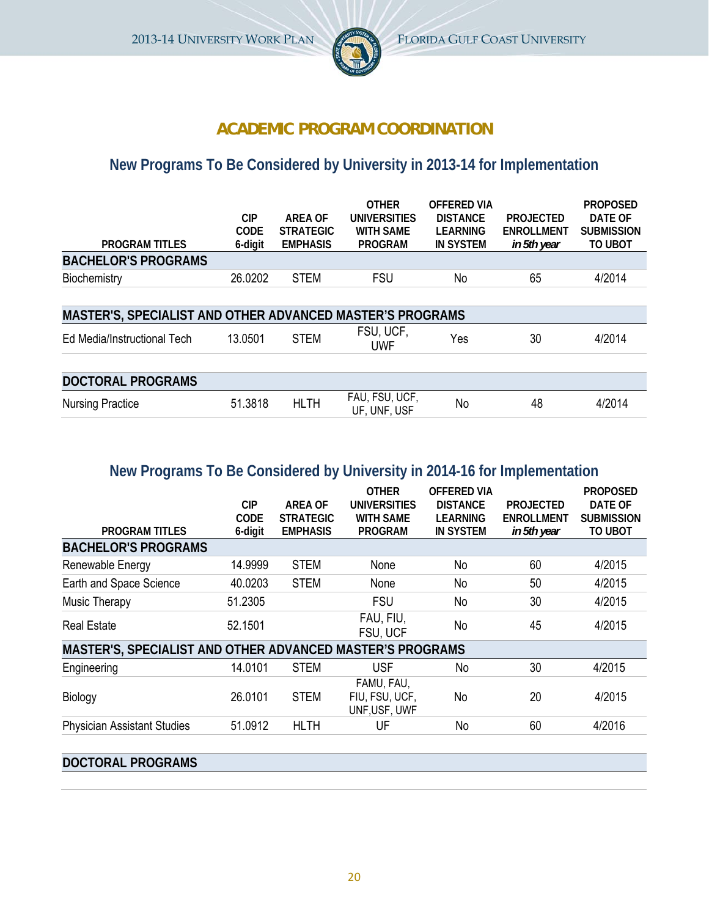## ACADEMIC PROGRAM COORDINATION

### New Programs To Be Considered by University in 2013-14 for Implementation

| PROGRAM TITLES | CIP CODE 6-digit | AREA OF STRATEGIC EMPHASIS | OTHER UNIVERSITIES WITH SAME PROGRAM | OFFERED VIA DISTANCE LEARNING IN SYSTEM | PROJECTED ENROLLMENT *in 5th year* | PROPOSED DATE OF SUBMISSION TO UBOT |
|---|---|---|---|---|---|---|
| **BACHELOR'S PROGRAMS** | | | | | | |
| Biochemistry | 26.0202 | STEM | FSU | No | 65 | 4/2014 |
| **MASTER'S, SPECIALIST AND OTHER ADVANCED MASTER'S PROGRAMS** | | | | | | |
| Ed Media/Instructional Tech | 13.0501 | STEM | FSU, UCF, UWF | Yes | 30 | 4/2014 |
| **DOCTORAL PROGRAMS** | | | | | | |
| Nursing Practice | 51.3818 | HLTH | FAU, FSU, UCF, UF, UNF, USF | No | 48 | 4/2014 |

### New Programs To Be Considered by University in 2014-16 for Implementation

| PROGRAM TITLES | CIP CODE 6-digit | AREA OF STRATEGIC EMPHASIS | OTHER UNIVERSITIES WITH SAME PROGRAM | OFFERED VIA DISTANCE LEARNING IN SYSTEM | PROJECTED ENROLLMENT *in 5th year* | PROPOSED DATE OF SUBMISSION TO UBOT |
|---|---|---|---|---|---|---|
| **BACHELOR'S PROGRAMS** | | | | | | |
| Renewable Energy | 14.9999 | STEM | None | No | 60 | 4/2015 |
| Earth and Space Science | 40.0203 | STEM | None | No | 50 | 4/2015 |
| Music Therapy | 51.2305 | | FSU | No | 30 | 4/2015 |
| Real Estate | 52.1501 | | FAU, FIU, FSU, UCF | No | 45 | 4/2015 |
| **MASTER'S, SPECIALIST AND OTHER ADVANCED MASTER'S PROGRAMS** | | | | | | |
| Engineering | 14.0101 | STEM | USF | No | 30 | 4/2015 |
| Biology | 26.0101 | STEM | FAMU, FAU, FIU, FSU, UCF, UNF,USF, UWF | No | 20 | 4/2015 |
| Physician Assistant Studies | 51.0912 | HLTH | UF | No | 60 | 4/2016 |
| **DOCTORAL PROGRAMS** | | | | | | |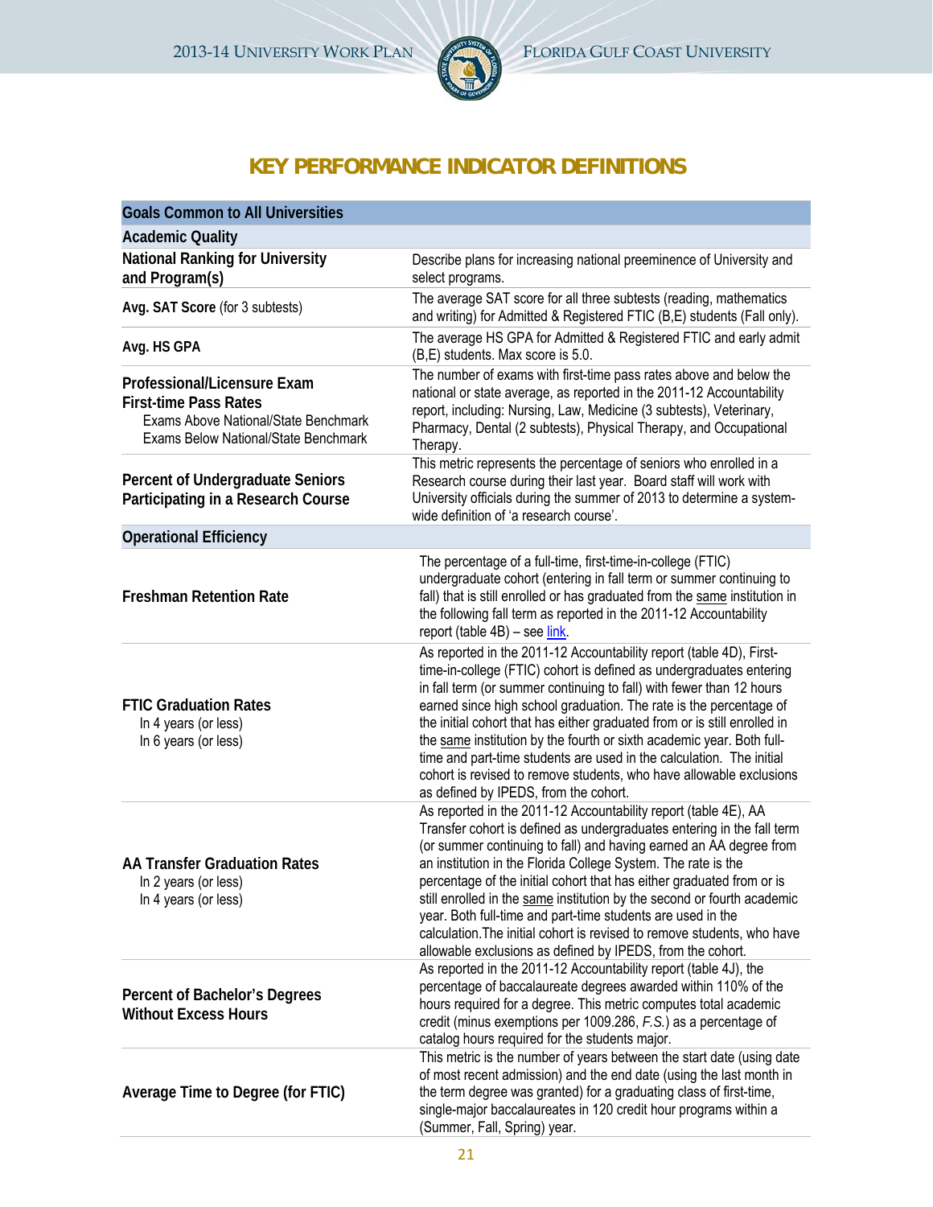# KEY PERFORMANCE INDICATOR DEFINITIONS

| Goals Common to All Universities | |
|---|---|
| **Academic Quality** | |
| **National Ranking for University and Program(s)** | Describe plans for increasing national preeminence of University and select programs. |
| **Avg. SAT Score** (for 3 subtests) | The average SAT score for all three subtests (reading, mathematics and writing) for Admitted & Registered FTIC (B,E) students (Fall only). |
| **Avg. HS GPA** | The average HS GPA for Admitted & Registered FTIC and early admit (B,E) students. Max score is 5.0. |
| **Professional/Licensure Exam First-time Pass Rates**<br>Exams Above National/State Benchmark<br>Exams Below National/State Benchmark | The number of exams with first-time pass rates above and below the national or state average, as reported in the 2011-12 Accountability report, including: Nursing, Law, Medicine (3 subtests), Veterinary, Pharmacy, Dental (2 subtests), Physical Therapy, and Occupational Therapy. |
| **Percent of Undergraduate Seniors Participating in a Research Course** | This metric represents the percentage of seniors who enrolled in a Research course during their last year. Board staff will work with University officials during the summer of 2013 to determine a system-wide definition of 'a research course'. |
| **Operational Efficiency** | |
| **Freshman Retention Rate** | The percentage of a full-time, first-time-in-college (FTIC) undergraduate cohort (entering in fall term or summer continuing to fall) that is still enrolled or has graduated from the same institution in the following fall term as reported in the 2011-12 Accountability report (table 4B) – see link. |
| **FTIC Graduation Rates**<br>In 4 years (or less)<br>In 6 years (or less) | As reported in the 2011-12 Accountability report (table 4D), First-time-in-college (FTIC) cohort is defined as undergraduates entering in fall term (or summer continuing to fall) with fewer than 12 hours earned since high school graduation. The rate is the percentage of the initial cohort that has either graduated from or is still enrolled in the same institution by the fourth or sixth academic year. Both full-time and part-time students are used in the calculation. The initial cohort is revised to remove students, who have allowable exclusions as defined by IPEDS, from the cohort. |
| **AA Transfer Graduation Rates**<br>In 2 years (or less)<br>In 4 years (or less) | As reported in the 2011-12 Accountability report (table 4E), AA Transfer cohort is defined as undergraduates entering in the fall term (or summer continuing to fall) and having earned an AA degree from an institution in the Florida College System. The rate is the percentage of the initial cohort that has either graduated from or is still enrolled in the same institution by the second or fourth academic year. Both full-time and part-time students are used in the calculation.The initial cohort is revised to remove students, who have allowable exclusions as defined by IPEDS, from the cohort. |
| **Percent of Bachelor's Degrees Without Excess Hours** | As reported in the 2011-12 Accountability report (table 4J), the percentage of baccalaureate degrees awarded within 110% of the hours required for a degree. This metric computes total academic credit (minus exemptions per 1009.286, *F.S.*) as a percentage of catalog hours required for the students major. |
| **Average Time to Degree (for FTIC)** | This metric is the number of years between the start date (using date of most recent admission) and the end date (using the last month in the term degree was granted) for a graduating class of first-time, single-major baccalaureates in 120 credit hour programs within a (Summer, Fall, Spring) year. |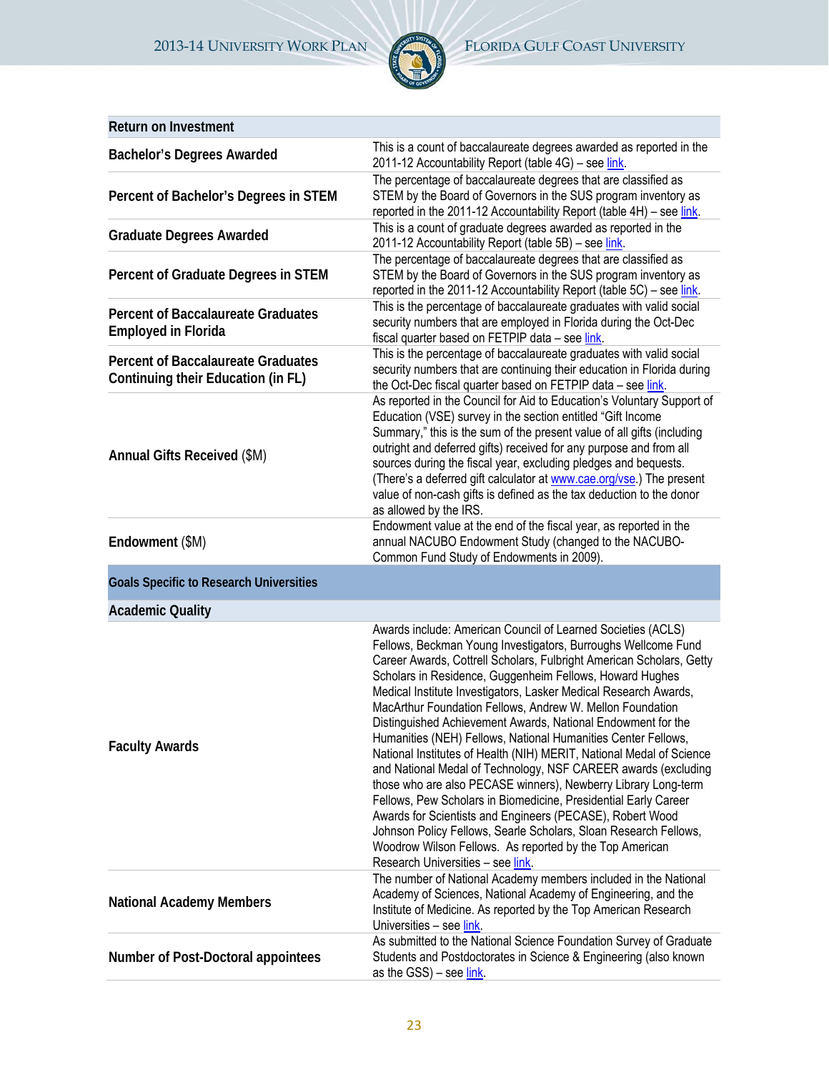| Return on Investment | |
|---|---|
| **Bachelor's Degrees Awarded** | This is a count of baccalaureate degrees awarded as reported in the 2011-12 Accountability Report (table 4G) – see link. |
| **Percent of Bachelor's Degrees in STEM** | The percentage of baccalaureate degrees that are classified as STEM by the Board of Governors in the SUS program inventory as reported in the 2011-12 Accountability Report (table 4H) – see link. |
| **Graduate Degrees Awarded** | This is a count of graduate degrees awarded as reported in the 2011-12 Accountability Report (table 5B) – see link. |
| **Percent of Graduate Degrees in STEM** | The percentage of baccalaureate degrees that are classified as STEM by the Board of Governors in the SUS program inventory as reported in the 2011-12 Accountability Report (table 5C) – see link. |
| **Percent of Baccalaureate Graduates Employed in Florida** | This is the percentage of baccalaureate graduates with valid social security numbers that are employed in Florida during the Oct-Dec fiscal quarter based on FETPIP data – see link. |
| **Percent of Baccalaureate Graduates Continuing their Education (in FL)** | This is the percentage of baccalaureate graduates with valid social security numbers that are continuing their education in Florida during the Oct-Dec fiscal quarter based on FETPIP data – see link. |
| **Annual Gifts Received** ($M) | As reported in the Council for Aid to Education's Voluntary Support of Education (VSE) survey in the section entitled "Gift Income Summary," this is the sum of the present value of all gifts (including outright and deferred gifts) received for any purpose and from all sources during the fiscal year, excluding pledges and bequests. (There's a deferred gift calculator at www.cae.org/vse.) The present value of non-cash gifts is defined as the tax deduction to the donor as allowed by the IRS. |
| **Endowment** ($M) | Endowment value at the end of the fiscal year, as reported in the annual NACUBO Endowment Study (changed to the NACUBO-Common Fund Study of Endowments in 2009). |
| **Goals Specific to Research Universities** | |
| **Academic Quality** | |
| **Faculty Awards** | Awards include: American Council of Learned Societies (ACLS) Fellows, Beckman Young Investigators, Burroughs Wellcome Fund Career Awards, Cottrell Scholars, Fulbright American Scholars, Getty Scholars in Residence, Guggenheim Fellows, Howard Hughes Medical Institute Investigators, Lasker Medical Research Awards, MacArthur Foundation Fellows, Andrew W. Mellon Foundation Distinguished Achievement Awards, National Endowment for the Humanities (NEH) Fellows, National Humanities Center Fellows, National Institutes of Health (NIH) MERIT, National Medal of Science and National Medal of Technology, NSF CAREER awards (excluding those who are also PECASE winners), Newberry Library Long-term Fellows, Pew Scholars in Biomedicine, Presidential Early Career Awards for Scientists and Engineers (PECASE), Robert Wood Johnson Policy Fellows, Searle Scholars, Sloan Research Fellows, Woodrow Wilson Fellows. As reported by the Top American Research Universities – see link. |
| **National Academy Members** | The number of National Academy members included in the National Academy of Sciences, National Academy of Engineering, and the Institute of Medicine. As reported by the Top American Research Universities – see link. |
| **Number of Post-Doctoral appointees** | As submitted to the National Science Foundation Survey of Graduate Students and Postdoctorates in Science & Engineering (also known as the GSS) – see link. |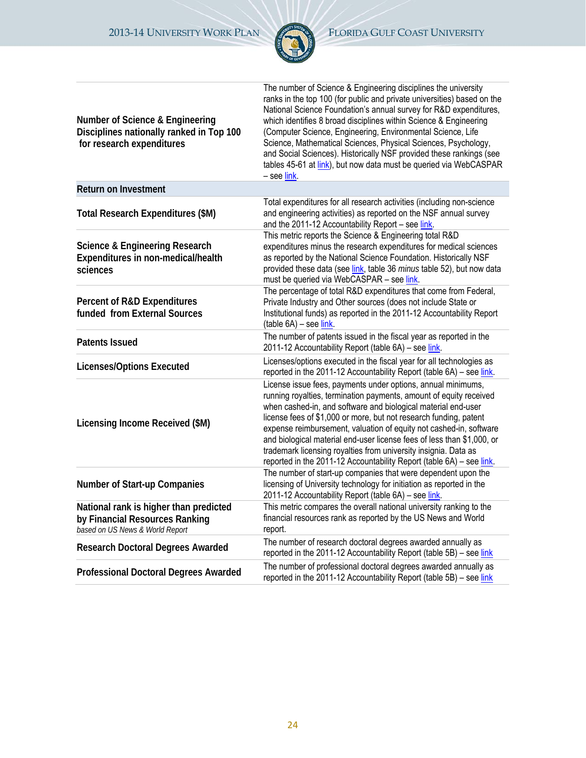| | |
|---|---|
| **Number of Science & Engineering Disciplines nationally ranked in Top 100 for research expenditures** | The number of Science & Engineering disciplines the university ranks in the top 100 (for public and private universities) based on the National Science Foundation's annual survey for R&D expenditures, which identifies 8 broad disciplines within Science & Engineering (Computer Science, Engineering, Environmental Science, Life Science, Mathematical Sciences, Physical Sciences, Psychology, and Social Sciences). Historically NSF provided these rankings (see tables 45-61 at link), but now data must be queried via WebCASPAR – see link. |
| **Return on Investment** | |
| **Total Research Expenditures ($M)** | Total expenditures for all research activities (including non-science and engineering activities) as reported on the NSF annual survey and the 2011-12 Accountability Report – see link. |
| **Science & Engineering Research Expenditures in non-medical/health sciences** | This metric reports the Science & Engineering total R&D expenditures minus the research expenditures for medical sciences as reported by the National Science Foundation. Historically NSF provided these data (see link, table 36 *minus* table 52), but now data must be queried via WebCASPAR – see link. |
| **Percent of R&D Expenditures funded from External Sources** | The percentage of total R&D expenditures that come from Federal, Private Industry and Other sources (does not include State or Institutional funds) as reported in the 2011-12 Accountability Report (table 6A) – see link. |
| **Patents Issued** | The number of patents issued in the fiscal year as reported in the 2011-12 Accountability Report (table 6A) – see link. |
| **Licenses/Options Executed** | Licenses/options executed in the fiscal year for all technologies as reported in the 2011-12 Accountability Report (table 6A) – see link. |
| **Licensing Income Received ($M)** | License issue fees, payments under options, annual minimums, running royalties, termination payments, amount of equity received when cashed-in, and software and biological material end-user license fees of $1,000 or more, but not research funding, patent expense reimbursement, valuation of equity not cashed-in, software and biological material end-user license fees of less than $1,000, or trademark licensing royalties from university insignia. Data as reported in the 2011-12 Accountability Report (table 6A) – see link. |
| **Number of Start-up Companies** | The number of start-up companies that were dependent upon the licensing of University technology for initiation as reported in the 2011-12 Accountability Report (table 6A) – see link. |
| **National rank is higher than predicted by Financial Resources Ranking** *based on US News & World Report* | This metric compares the overall national university ranking to the financial resources rank as reported by the US News and World report. |
| **Research Doctoral Degrees Awarded** | The number of research doctoral degrees awarded annually as reported in the 2011-12 Accountability Report (table 5B) – see link |
| **Professional Doctoral Degrees Awarded** | The number of professional doctoral degrees awarded annually as reported in the 2011-12 Accountability Report (table 5B) – see link |